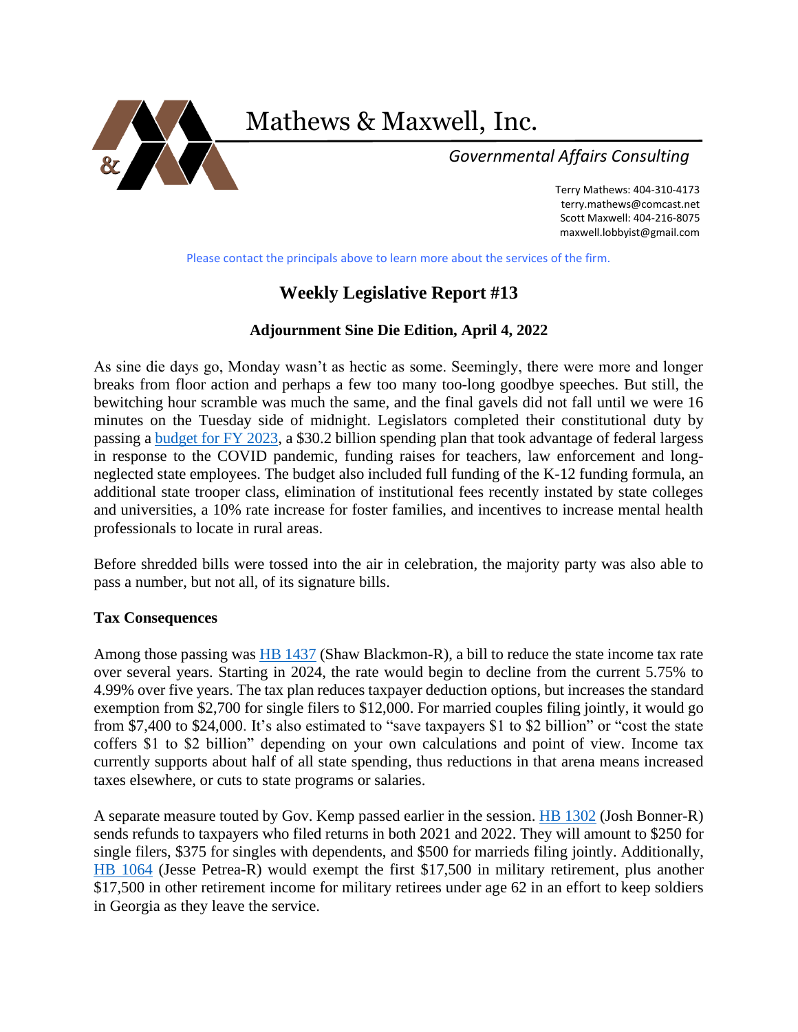# Mathews & Maxwell, Inc.

*Governmental Affairs Consulting*

Terry Mathews: 404-310-4173
terry.mathews@comcast.net
Scott Maxwell: 404-216-8075
maxwell.lobbyist@gmail.com

Please contact the principals above to learn more about the services of the firm.

## Weekly Legislative Report #13

### Adjournment Sine Die Edition, April 4, 2022

As sine die days go, Monday wasn't as hectic as some. Seemingly, there were more and longer breaks from floor action and perhaps a few too many too-long goodbye speeches. But still, the bewitching hour scramble was much the same, and the final gavels did not fall until we were 16 minutes on the Tuesday side of midnight. Legislators completed their constitutional duty by passing a budget for FY 2023, a $30.2 billion spending plan that took advantage of federal largess in response to the COVID pandemic, funding raises for teachers, law enforcement and long-neglected state employees. The budget also included full funding of the K-12 funding formula, an additional state trooper class, elimination of institutional fees recently instated by state colleges and universities, a 10% rate increase for foster families, and incentives to increase mental health professionals to locate in rural areas.

Before shredded bills were tossed into the air in celebration, the majority party was also able to pass a number, but not all, of its signature bills.

**Tax Consequences**

Among those passing was HB 1437 (Shaw Blackmon-R), a bill to reduce the state income tax rate over several years. Starting in 2024, the rate would begin to decline from the current 5.75% to 4.99% over five years. The tax plan reduces taxpayer deduction options, but increases the standard exemption from $2,700 for single filers to $12,000. For married couples filing jointly, it would go from $7,400 to $24,000. It's also estimated to "save taxpayers $1 to $2 billion" or "cost the state coffers $1 to $2 billion" depending on your own calculations and point of view. Income tax currently supports about half of all state spending, thus reductions in that arena means increased taxes elsewhere, or cuts to state programs or salaries.

A separate measure touted by Gov. Kemp passed earlier in the session. HB 1302 (Josh Bonner-R) sends refunds to taxpayers who filed returns in both 2021 and 2022. They will amount to $250 for single filers, $375 for singles with dependents, and $500 for marrieds filing jointly. Additionally, HB 1064 (Jesse Petrea-R) would exempt the first $17,500 in military retirement, plus another $17,500 in other retirement income for military retirees under age 62 in an effort to keep soldiers in Georgia as they leave the service.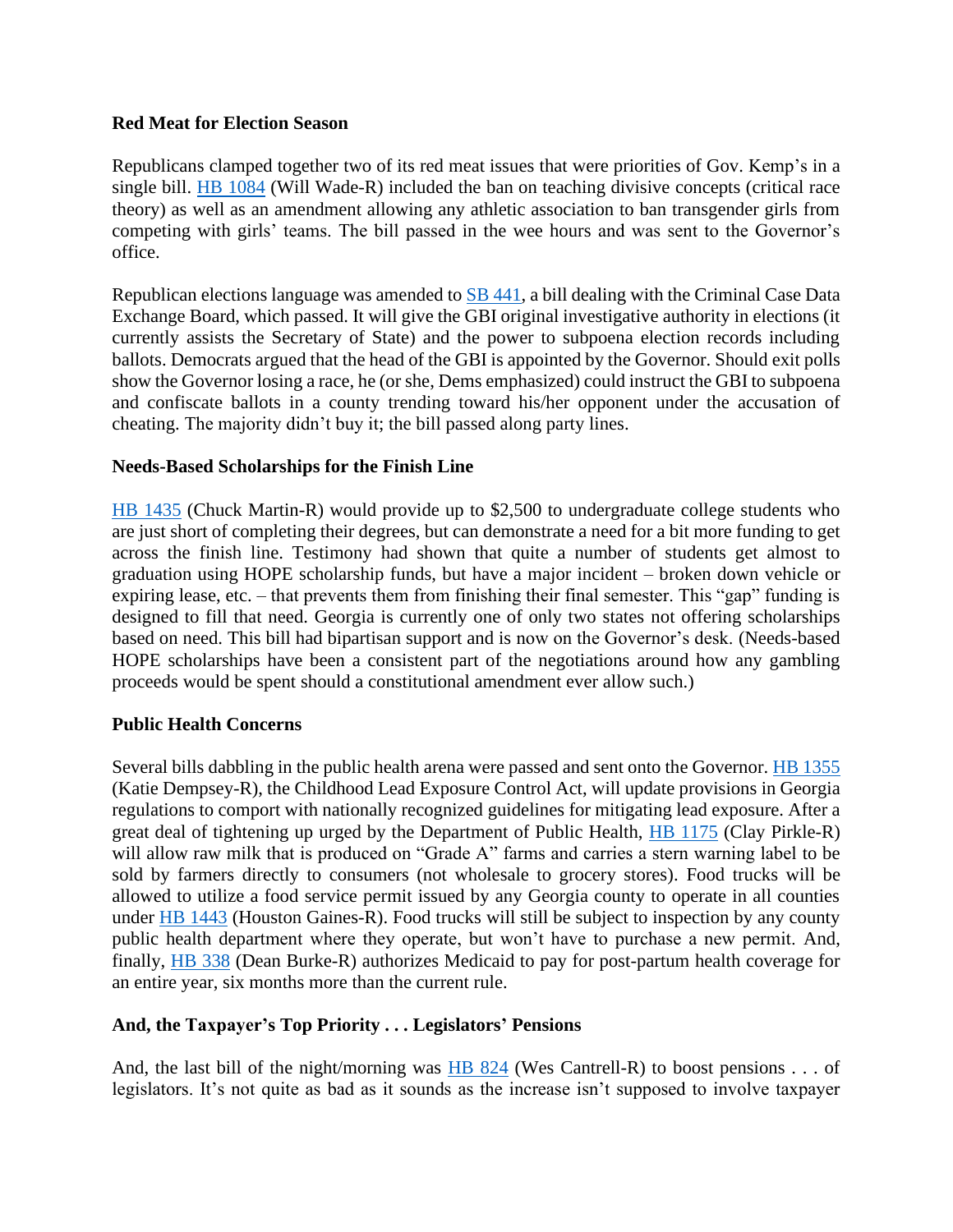**Red Meat for Election Season**

Republicans clamped together two of its red meat issues that were priorities of Gov. Kemp's in a single bill. HB 1084 (Will Wade-R) included the ban on teaching divisive concepts (critical race theory) as well as an amendment allowing any athletic association to ban transgender girls from competing with girls' teams. The bill passed in the wee hours and was sent to the Governor's office.

Republican elections language was amended to SB 441, a bill dealing with the Criminal Case Data Exchange Board, which passed. It will give the GBI original investigative authority in elections (it currently assists the Secretary of State) and the power to subpoena election records including ballots. Democrats argued that the head of the GBI is appointed by the Governor. Should exit polls show the Governor losing a race, he (or she, Dems emphasized) could instruct the GBI to subpoena and confiscate ballots in a county trending toward his/her opponent under the accusation of cheating. The majority didn't buy it; the bill passed along party lines.

**Needs-Based Scholarships for the Finish Line**

HB 1435 (Chuck Martin-R) would provide up to $2,500 to undergraduate college students who are just short of completing their degrees, but can demonstrate a need for a bit more funding to get across the finish line. Testimony had shown that quite a number of students get almost to graduation using HOPE scholarship funds, but have a major incident – broken down vehicle or expiring lease, etc. – that prevents them from finishing their final semester. This "gap" funding is designed to fill that need. Georgia is currently one of only two states not offering scholarships based on need. This bill had bipartisan support and is now on the Governor's desk. (Needs-based HOPE scholarships have been a consistent part of the negotiations around how any gambling proceeds would be spent should a constitutional amendment ever allow such.)

**Public Health Concerns**

Several bills dabbling in the public health arena were passed and sent onto the Governor. HB 1355 (Katie Dempsey-R), the Childhood Lead Exposure Control Act, will update provisions in Georgia regulations to comport with nationally recognized guidelines for mitigating lead exposure. After a great deal of tightening up urged by the Department of Public Health, HB 1175 (Clay Pirkle-R) will allow raw milk that is produced on "Grade A" farms and carries a stern warning label to be sold by farmers directly to consumers (not wholesale to grocery stores). Food trucks will be allowed to utilize a food service permit issued by any Georgia county to operate in all counties under HB 1443 (Houston Gaines-R). Food trucks will still be subject to inspection by any county public health department where they operate, but won't have to purchase a new permit. And, finally, HB 338 (Dean Burke-R) authorizes Medicaid to pay for post-partum health coverage for an entire year, six months more than the current rule.

**And, the Taxpayer's Top Priority . . . Legislators' Pensions**

And, the last bill of the night/morning was HB 824 (Wes Cantrell-R) to boost pensions . . . of legislators. It's not quite as bad as it sounds as the increase isn't supposed to involve taxpayer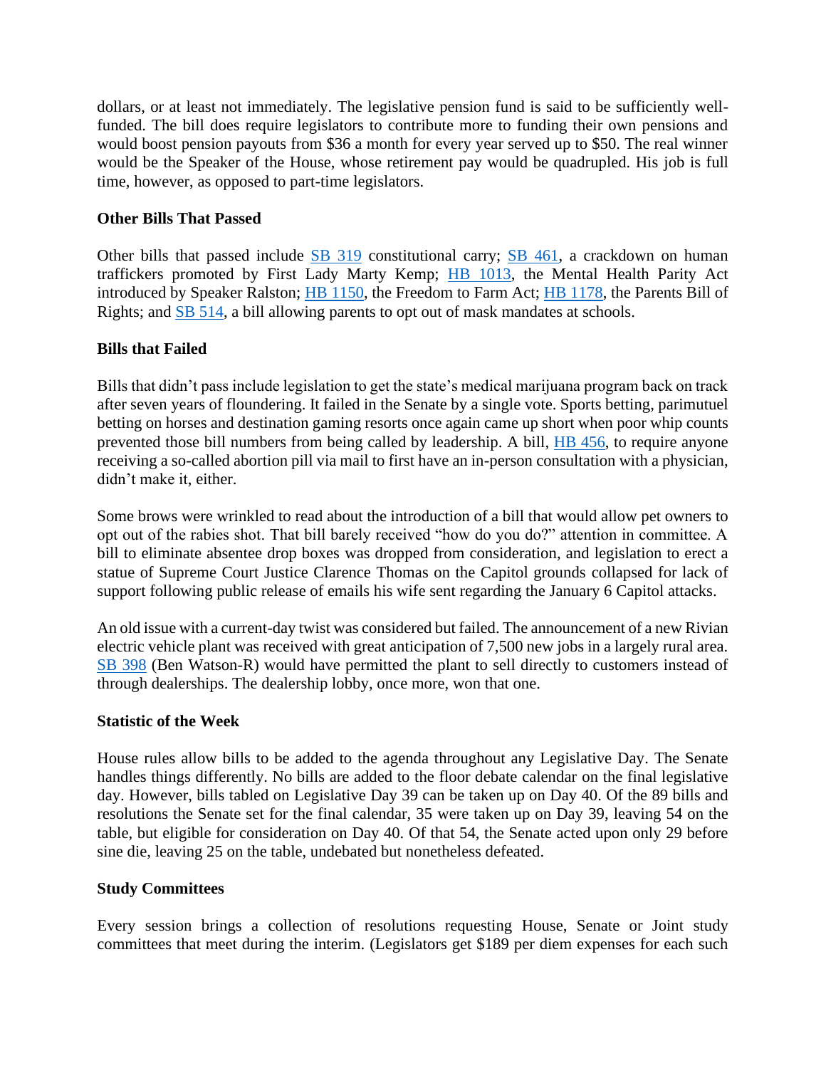dollars, or at least not immediately. The legislative pension fund is said to be sufficiently well-funded. The bill does require legislators to contribute more to funding their own pensions and would boost pension payouts from $36 a month for every year served up to $50. The real winner would be the Speaker of the House, whose retirement pay would be quadrupled. His job is full time, however, as opposed to part-time legislators.

**Other Bills That Passed**

Other bills that passed include SB 319 constitutional carry; SB 461, a crackdown on human traffickers promoted by First Lady Marty Kemp; HB 1013, the Mental Health Parity Act introduced by Speaker Ralston; HB 1150, the Freedom to Farm Act; HB 1178, the Parents Bill of Rights; and SB 514, a bill allowing parents to opt out of mask mandates at schools.

**Bills that Failed**

Bills that didn't pass include legislation to get the state's medical marijuana program back on track after seven years of floundering. It failed in the Senate by a single vote. Sports betting, parimutuel betting on horses and destination gaming resorts once again came up short when poor whip counts prevented those bill numbers from being called by leadership. A bill, HB 456, to require anyone receiving a so-called abortion pill via mail to first have an in-person consultation with a physician, didn't make it, either.

Some brows were wrinkled to read about the introduction of a bill that would allow pet owners to opt out of the rabies shot. That bill barely received "how do you do?" attention in committee. A bill to eliminate absentee drop boxes was dropped from consideration, and legislation to erect a statue of Supreme Court Justice Clarence Thomas on the Capitol grounds collapsed for lack of support following public release of emails his wife sent regarding the January 6 Capitol attacks.

An old issue with a current-day twist was considered but failed. The announcement of a new Rivian electric vehicle plant was received with great anticipation of 7,500 new jobs in a largely rural area. SB 398 (Ben Watson-R) would have permitted the plant to sell directly to customers instead of through dealerships. The dealership lobby, once more, won that one.

**Statistic of the Week**

House rules allow bills to be added to the agenda throughout any Legislative Day. The Senate handles things differently. No bills are added to the floor debate calendar on the final legislative day. However, bills tabled on Legislative Day 39 can be taken up on Day 40. Of the 89 bills and resolutions the Senate set for the final calendar, 35 were taken up on Day 39, leaving 54 on the table, but eligible for consideration on Day 40. Of that 54, the Senate acted upon only 29 before sine die, leaving 25 on the table, undebated but nonetheless defeated.

**Study Committees**

Every session brings a collection of resolutions requesting House, Senate or Joint study committees that meet during the interim. (Legislators get $189 per diem expenses for each such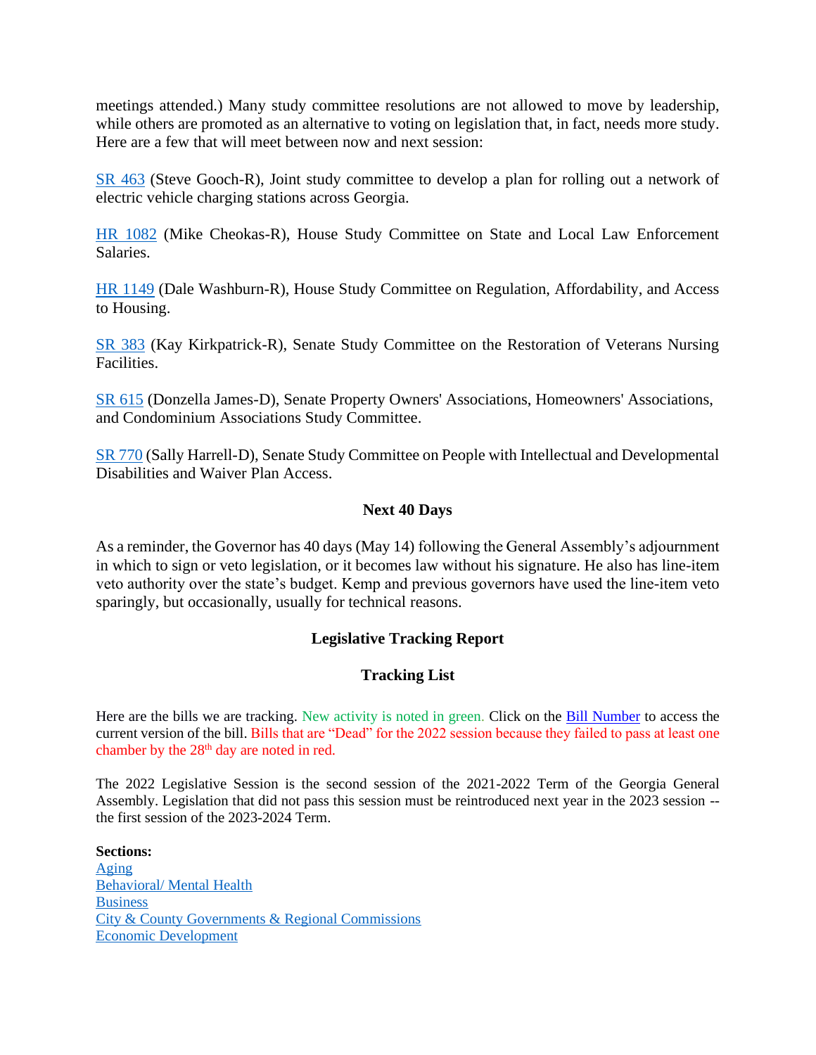meetings attended.) Many study committee resolutions are not allowed to move by leadership, while others are promoted as an alternative to voting on legislation that, in fact, needs more study. Here are a few that will meet between now and next session:

SR 463 (Steve Gooch-R), Joint study committee to develop a plan for rolling out a network of electric vehicle charging stations across Georgia.

HR 1082 (Mike Cheokas-R), House Study Committee on State and Local Law Enforcement Salaries.

HR 1149 (Dale Washburn-R), House Study Committee on Regulation, Affordability, and Access to Housing.

SR 383 (Kay Kirkpatrick-R), Senate Study Committee on the Restoration of Veterans Nursing Facilities.

SR 615 (Donzella James-D), Senate Property Owners' Associations, Homeowners' Associations, and Condominium Associations Study Committee.

SR 770 (Sally Harrell-D), Senate Study Committee on People with Intellectual and Developmental Disabilities and Waiver Plan Access.

## Next 40 Days

As a reminder, the Governor has 40 days (May 14) following the General Assembly's adjournment in which to sign or veto legislation, or it becomes law without his signature. He also has line-item veto authority over the state's budget. Kemp and previous governors have used the line-item veto sparingly, but occasionally, usually for technical reasons.

## Legislative Tracking Report

## Tracking List

Here are the bills we are tracking. New activity is noted in green. Click on the Bill Number to access the current version of the bill. Bills that are "Dead" for the 2022 session because they failed to pass at least one chamber by the 28th day are noted in red.

The 2022 Legislative Session is the second session of the 2021-2022 Term of the Georgia General Assembly. Legislation that did not pass this session must be reintroduced next year in the 2023 session -- the first session of the 2023-2024 Term.

**Sections:**
Aging
Behavioral/ Mental Health
Business
City & County Governments & Regional Commissions
Economic Development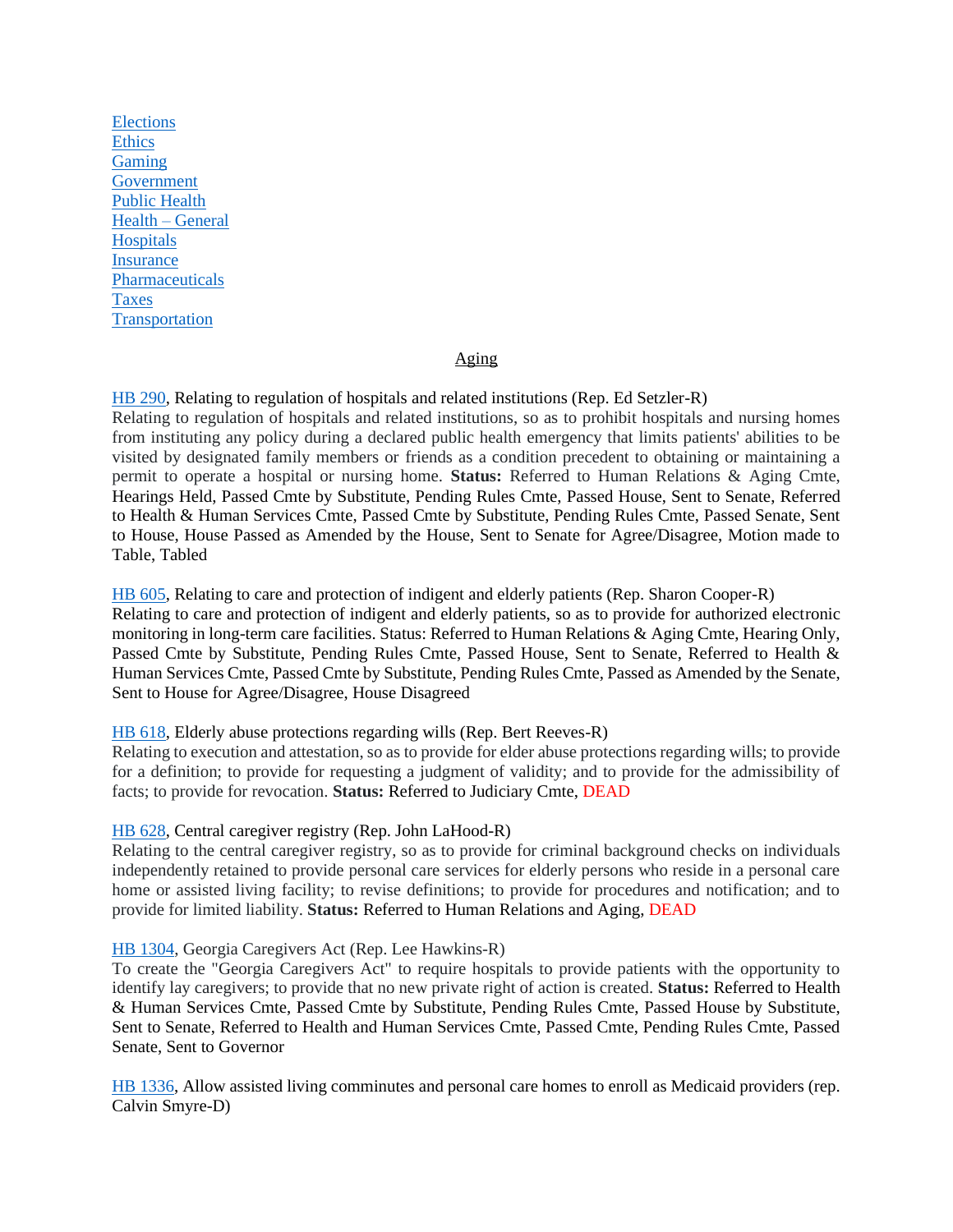[Elections](#)
[Ethics](#)
[Gaming](#)
[Government](#)
[Public Health](#)
[Health – General](#)
[Hospitals](#)
[Insurance](#)
[Pharmaceuticals](#)
[Taxes](#)
[Transportation](#)

## Aging

[HB 290](#), Relating to regulation of hospitals and related institutions (Rep. Ed Setzler-R)
Relating to regulation of hospitals and related institutions, so as to prohibit hospitals and nursing homes from instituting any policy during a declared public health emergency that limits patients' abilities to be visited by designated family members or friends as a condition precedent to obtaining or maintaining a permit to operate a hospital or nursing home. **Status:** Referred to Human Relations & Aging Cmte, Hearings Held, Passed Cmte by Substitute, Pending Rules Cmte, Passed House, Sent to Senate, Referred to Health & Human Services Cmte, Passed Cmte by Substitute, Pending Rules Cmte, Passed Senate, Sent to House, House Passed as Amended by the House, Sent to Senate for Agree/Disagree, Motion made to Table, Tabled

[HB 605](#), Relating to care and protection of indigent and elderly patients (Rep. Sharon Cooper-R)
Relating to care and protection of indigent and elderly patients, so as to provide for authorized electronic monitoring in long-term care facilities. Status: Referred to Human Relations & Aging Cmte, Hearing Only, Passed Cmte by Substitute, Pending Rules Cmte, Passed House, Sent to Senate, Referred to Health & Human Services Cmte, Passed Cmte by Substitute, Pending Rules Cmte, Passed as Amended by the Senate, Sent to House for Agree/Disagree, House Disagreed

[HB 618](#), Elderly abuse protections regarding wills (Rep. Bert Reeves-R)
Relating to execution and attestation, so as to provide for elder abuse protections regarding wills; to provide for a definition; to provide for requesting a judgment of validity; and to provide for the admissibility of facts; to provide for revocation. **Status:** Referred to Judiciary Cmte, DEAD

[HB 628](#), Central caregiver registry (Rep. John LaHood-R)
Relating to the central caregiver registry, so as to provide for criminal background checks on individuals independently retained to provide personal care services for elderly persons who reside in a personal care home or assisted living facility; to revise definitions; to provide for procedures and notification; and to provide for limited liability. **Status:** Referred to Human Relations and Aging, DEAD

[HB 1304](#), Georgia Caregivers Act (Rep. Lee Hawkins-R)
To create the "Georgia Caregivers Act" to require hospitals to provide patients with the opportunity to identify lay caregivers; to provide that no new private right of action is created. **Status:** Referred to Health & Human Services Cmte, Passed Cmte by Substitute, Pending Rules Cmte, Passed House by Substitute, Sent to Senate, Referred to Health and Human Services Cmte, Passed Cmte, Pending Rules Cmte, Passed Senate, Sent to Governor

[HB 1336](#), Allow assisted living comminutes and personal care homes to enroll as Medicaid providers (rep. Calvin Smyre-D)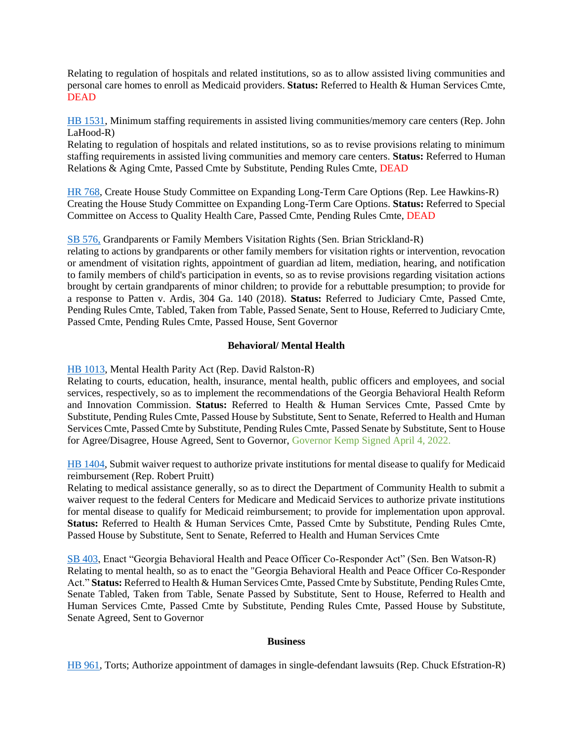Relating to regulation of hospitals and related institutions, so as to allow assisted living communities and personal care homes to enroll as Medicaid providers. **Status:** Referred to Health & Human Services Cmte, DEAD

HB 1531, Minimum staffing requirements in assisted living communities/memory care centers (Rep. John LaHood-R)
Relating to regulation of hospitals and related institutions, so as to revise provisions relating to minimum staffing requirements in assisted living communities and memory care centers. **Status:** Referred to Human Relations & Aging Cmte, Passed Cmte by Substitute, Pending Rules Cmte, DEAD

HR 768, Create House Study Committee on Expanding Long-Term Care Options (Rep. Lee Hawkins-R)
Creating the House Study Committee on Expanding Long-Term Care Options. **Status:** Referred to Special Committee on Access to Quality Health Care, Passed Cmte, Pending Rules Cmte, DEAD

SB 576, Grandparents or Family Members Visitation Rights (Sen. Brian Strickland-R)
relating to actions by grandparents or other family members for visitation rights or intervention, revocation or amendment of visitation rights, appointment of guardian ad litem, mediation, hearing, and notification to family members of child's participation in events, so as to revise provisions regarding visitation actions brought by certain grandparents of minor children; to provide for a rebuttable presumption; to provide for a response to Patten v. Ardis, 304 Ga. 140 (2018). **Status:** Referred to Judiciary Cmte, Passed Cmte, Pending Rules Cmte, Tabled, Taken from Table, Passed Senate, Sent to House, Referred to Judiciary Cmte, Passed Cmte, Pending Rules Cmte, Passed House, Sent Governor

**Behavioral/ Mental Health**

HB 1013, Mental Health Parity Act (Rep. David Ralston-R)
Relating to courts, education, health, insurance, mental health, public officers and employees, and social services, respectively, so as to implement the recommendations of the Georgia Behavioral Health Reform and Innovation Commission. **Status:** Referred to Health & Human Services Cmte, Passed Cmte by Substitute, Pending Rules Cmte, Passed House by Substitute, Sent to Senate, Referred to Health and Human Services Cmte, Passed Cmte by Substitute, Pending Rules Cmte, Passed Senate by Substitute, Sent to House for Agree/Disagree, House Agreed, Sent to Governor, Governor Kemp Signed April 4, 2022.

HB 1404, Submit waiver request to authorize private institutions for mental disease to qualify for Medicaid reimbursement (Rep. Robert Pruitt)
Relating to medical assistance generally, so as to direct the Department of Community Health to submit a waiver request to the federal Centers for Medicare and Medicaid Services to authorize private institutions for mental disease to qualify for Medicaid reimbursement; to provide for implementation upon approval. **Status:** Referred to Health & Human Services Cmte, Passed Cmte by Substitute, Pending Rules Cmte, Passed House by Substitute, Sent to Senate, Referred to Health and Human Services Cmte

SB 403, Enact "Georgia Behavioral Health and Peace Officer Co-Responder Act" (Sen. Ben Watson-R)
Relating to mental health, so as to enact the "Georgia Behavioral Health and Peace Officer Co-Responder Act." **Status:** Referred to Health & Human Services Cmte, Passed Cmte by Substitute, Pending Rules Cmte, Senate Tabled, Taken from Table, Senate Passed by Substitute, Sent to House, Referred to Health and Human Services Cmte, Passed Cmte by Substitute, Pending Rules Cmte, Passed House by Substitute, Senate Agreed, Sent to Governor

**Business**

HB 961, Torts; Authorize appointment of damages in single-defendant lawsuits (Rep. Chuck Efstration-R)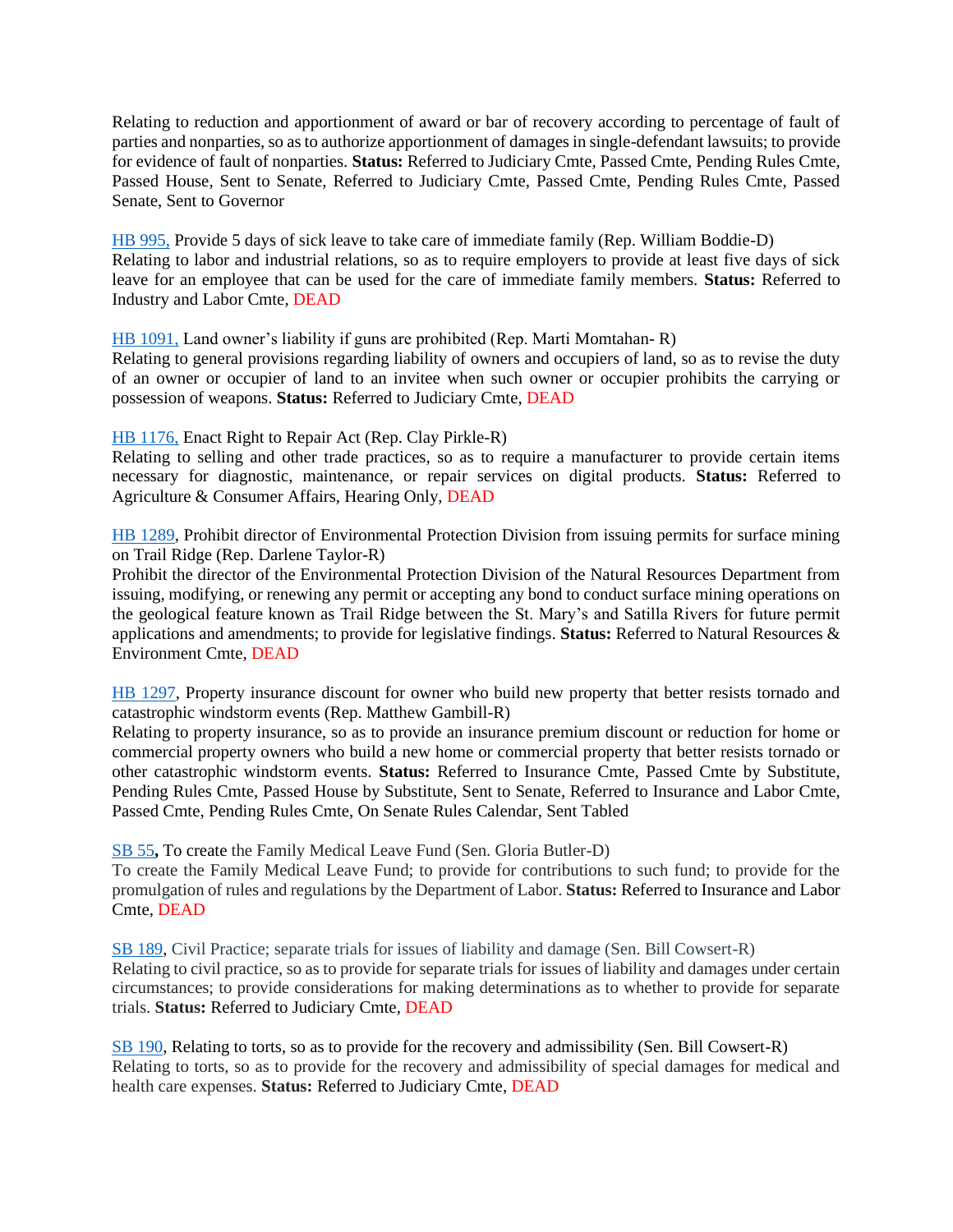Relating to reduction and apportionment of award or bar of recovery according to percentage of fault of parties and nonparties, so as to authorize apportionment of damages in single-defendant lawsuits; to provide for evidence of fault of nonparties. **Status:** Referred to Judiciary Cmte, Passed Cmte, Pending Rules Cmte, Passed House, Sent to Senate, Referred to Judiciary Cmte, Passed Cmte, Pending Rules Cmte, Passed Senate, Sent to Governor

HB 995, Provide 5 days of sick leave to take care of immediate family (Rep. William Boddie-D)
Relating to labor and industrial relations, so as to require employers to provide at least five days of sick leave for an employee that can be used for the care of immediate family members. **Status:** Referred to Industry and Labor Cmte, DEAD

HB 1091, Land owner's liability if guns are prohibited (Rep. Marti Momtahan- R)
Relating to general provisions regarding liability of owners and occupiers of land, so as to revise the duty of an owner or occupier of land to an invitee when such owner or occupier prohibits the carrying or possession of weapons. **Status:** Referred to Judiciary Cmte, DEAD

HB 1176, Enact Right to Repair Act (Rep. Clay Pirkle-R)
Relating to selling and other trade practices, so as to require a manufacturer to provide certain items necessary for diagnostic, maintenance, or repair services on digital products. **Status:** Referred to Agriculture & Consumer Affairs, Hearing Only, DEAD

HB 1289, Prohibit director of Environmental Protection Division from issuing permits for surface mining on Trail Ridge (Rep. Darlene Taylor-R)
Prohibit the director of the Environmental Protection Division of the Natural Resources Department from issuing, modifying, or renewing any permit or accepting any bond to conduct surface mining operations on the geological feature known as Trail Ridge between the St. Mary's and Satilla Rivers for future permit applications and amendments; to provide for legislative findings. **Status:** Referred to Natural Resources & Environment Cmte, DEAD

HB 1297, Property insurance discount for owner who build new property that better resists tornado and catastrophic windstorm events (Rep. Matthew Gambill-R)
Relating to property insurance, so as to provide an insurance premium discount or reduction for home or commercial property owners who build a new home or commercial property that better resists tornado or other catastrophic windstorm events. **Status:** Referred to Insurance Cmte, Passed Cmte by Substitute, Pending Rules Cmte, Passed House by Substitute, Sent to Senate, Referred to Insurance and Labor Cmte, Passed Cmte, Pending Rules Cmte, On Senate Rules Calendar, Sent Tabled

SB 55**,** To create the Family Medical Leave Fund (Sen. Gloria Butler-D)
To create the Family Medical Leave Fund; to provide for contributions to such fund; to provide for the promulgation of rules and regulations by the Department of Labor. **Status:** Referred to Insurance and Labor Cmte, DEAD

SB 189, Civil Practice; separate trials for issues of liability and damage (Sen. Bill Cowsert-R)
Relating to civil practice, so as to provide for separate trials for issues of liability and damages under certain circumstances; to provide considerations for making determinations as to whether to provide for separate trials. **Status:** Referred to Judiciary Cmte, DEAD

SB 190, Relating to torts, so as to provide for the recovery and admissibility (Sen. Bill Cowsert-R)
Relating to torts, so as to provide for the recovery and admissibility of special damages for medical and health care expenses. **Status:** Referred to Judiciary Cmte, DEAD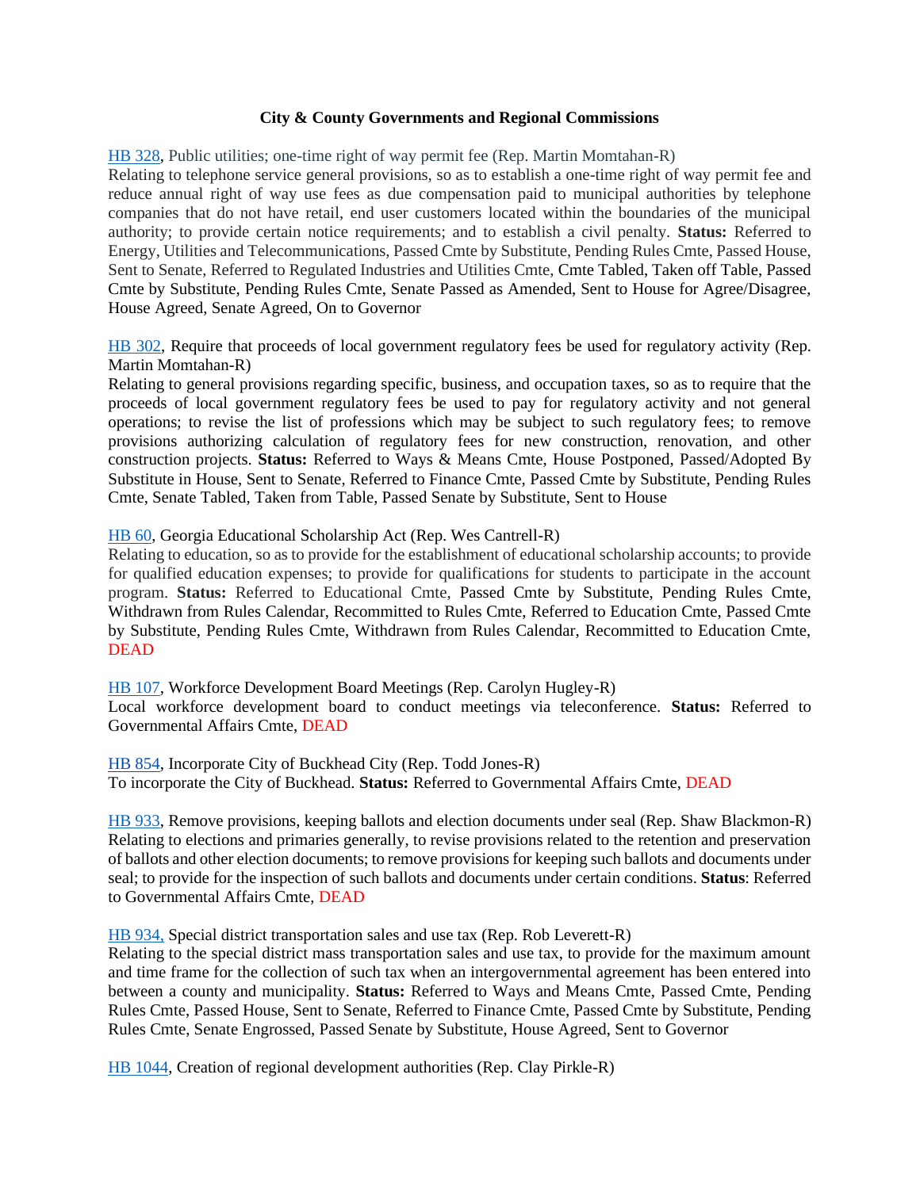**City & County Governments and Regional Commissions**

HB 328, Public utilities; one-time right of way permit fee (Rep. Martin Momtahan-R)
Relating to telephone service general provisions, so as to establish a one-time right of way permit fee and reduce annual right of way use fees as due compensation paid to municipal authorities by telephone companies that do not have retail, end user customers located within the boundaries of the municipal authority; to provide certain notice requirements; and to establish a civil penalty. **Status:** Referred to Energy, Utilities and Telecommunications, Passed Cmte by Substitute, Pending Rules Cmte, Passed House, Sent to Senate, Referred to Regulated Industries and Utilities Cmte, Cmte Tabled, Taken off Table, Passed Cmte by Substitute, Pending Rules Cmte, Senate Passed as Amended, Sent to House for Agree/Disagree, House Agreed, Senate Agreed, On to Governor

HB 302, Require that proceeds of local government regulatory fees be used for regulatory activity (Rep. Martin Momtahan-R)
Relating to general provisions regarding specific, business, and occupation taxes, so as to require that the proceeds of local government regulatory fees be used to pay for regulatory activity and not general operations; to revise the list of professions which may be subject to such regulatory fees; to remove provisions authorizing calculation of regulatory fees for new construction, renovation, and other construction projects. **Status:** Referred to Ways & Means Cmte, House Postponed, Passed/Adopted By Substitute in House, Sent to Senate, Referred to Finance Cmte, Passed Cmte by Substitute, Pending Rules Cmte, Senate Tabled, Taken from Table, Passed Senate by Substitute, Sent to House

HB 60, Georgia Educational Scholarship Act (Rep. Wes Cantrell-R)
Relating to education, so as to provide for the establishment of educational scholarship accounts; to provide for qualified education expenses; to provide for qualifications for students to participate in the account program. **Status:** Referred to Educational Cmte, Passed Cmte by Substitute, Pending Rules Cmte, Withdrawn from Rules Calendar, Recommitted to Rules Cmte, Referred to Education Cmte, Passed Cmte by Substitute, Pending Rules Cmte, Withdrawn from Rules Calendar, Recommitted to Education Cmte, DEAD

HB 107, Workforce Development Board Meetings (Rep. Carolyn Hugley-R)
Local workforce development board to conduct meetings via teleconference. **Status:** Referred to Governmental Affairs Cmte, DEAD

HB 854, Incorporate City of Buckhead City (Rep. Todd Jones-R)
To incorporate the City of Buckhead. **Status:** Referred to Governmental Affairs Cmte, DEAD

HB 933, Remove provisions, keeping ballots and election documents under seal (Rep. Shaw Blackmon-R)
Relating to elections and primaries generally, to revise provisions related to the retention and preservation of ballots and other election documents; to remove provisions for keeping such ballots and documents under seal; to provide for the inspection of such ballots and documents under certain conditions. **Status**: Referred to Governmental Affairs Cmte, DEAD

HB 934, Special district transportation sales and use tax (Rep. Rob Leverett-R)
Relating to the special district mass transportation sales and use tax, to provide for the maximum amount and time frame for the collection of such tax when an intergovernmental agreement has been entered into between a county and municipality. **Status:** Referred to Ways and Means Cmte, Passed Cmte, Pending Rules Cmte, Passed House, Sent to Senate, Referred to Finance Cmte, Passed Cmte by Substitute, Pending Rules Cmte, Senate Engrossed, Passed Senate by Substitute, House Agreed, Sent to Governor

HB 1044, Creation of regional development authorities (Rep. Clay Pirkle-R)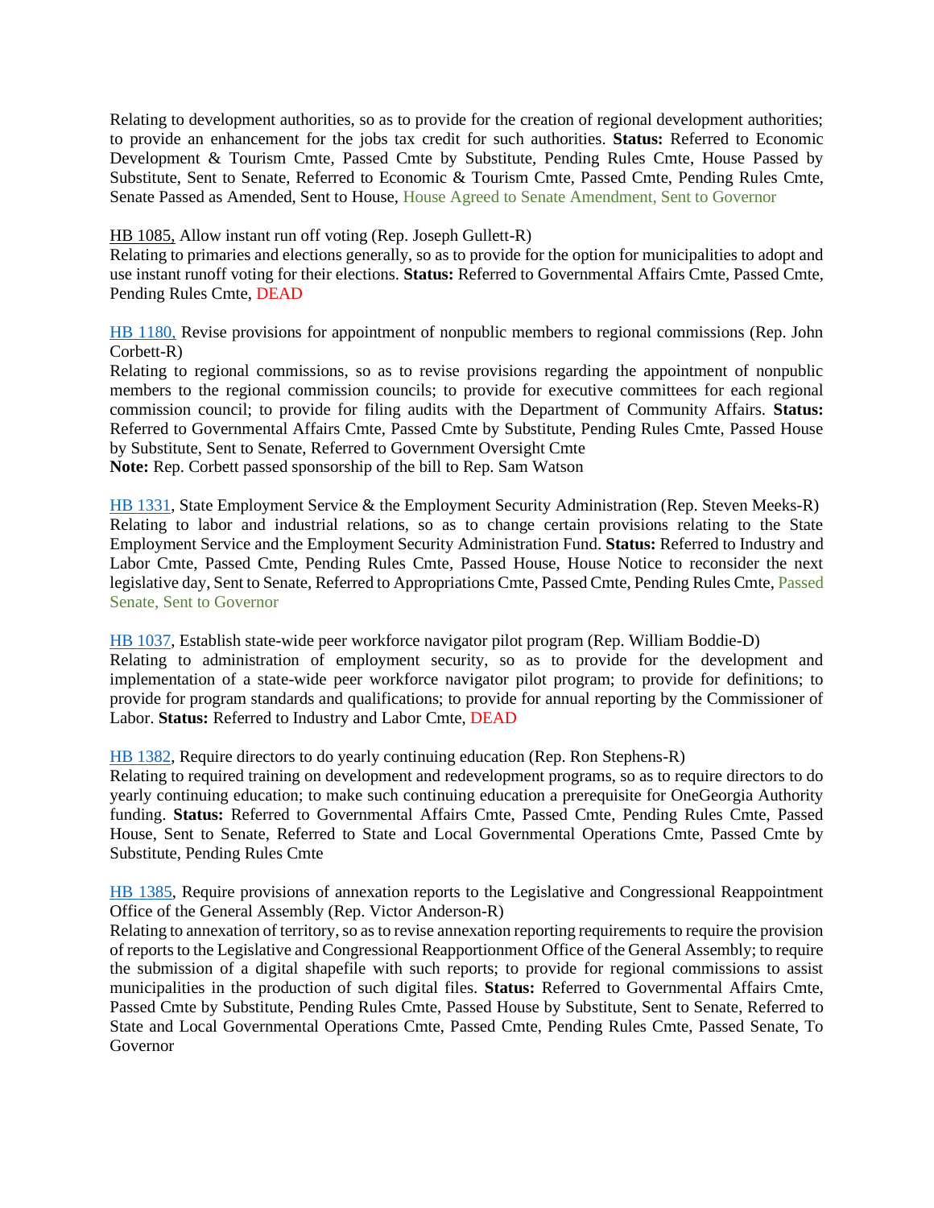Relating to development authorities, so as to provide for the creation of regional development authorities; to provide an enhancement for the jobs tax credit for such authorities. **Status:** Referred to Economic Development & Tourism Cmte, Passed Cmte by Substitute, Pending Rules Cmte, House Passed by Substitute, Sent to Senate, Referred to Economic & Tourism Cmte, Passed Cmte, Pending Rules Cmte, Senate Passed as Amended, Sent to House, House Agreed to Senate Amendment, Sent to Governor

HB 1085, Allow instant run off voting (Rep. Joseph Gullett-R)
Relating to primaries and elections generally, so as to provide for the option for municipalities to adopt and use instant runoff voting for their elections. **Status:** Referred to Governmental Affairs Cmte, Passed Cmte, Pending Rules Cmte, DEAD

HB 1180, Revise provisions for appointment of nonpublic members to regional commissions (Rep. John Corbett-R)
Relating to regional commissions, so as to revise provisions regarding the appointment of nonpublic members to the regional commission councils; to provide for executive committees for each regional commission council; to provide for filing audits with the Department of Community Affairs. **Status:** Referred to Governmental Affairs Cmte, Passed Cmte by Substitute, Pending Rules Cmte, Passed House by Substitute, Sent to Senate, Referred to Government Oversight Cmte
**Note:** Rep. Corbett passed sponsorship of the bill to Rep. Sam Watson

HB 1331, State Employment Service & the Employment Security Administration (Rep. Steven Meeks-R)
Relating to labor and industrial relations, so as to change certain provisions relating to the State Employment Service and the Employment Security Administration Fund. **Status:** Referred to Industry and Labor Cmte, Passed Cmte, Pending Rules Cmte, Passed House, House Notice to reconsider the next legislative day, Sent to Senate, Referred to Appropriations Cmte, Passed Cmte, Pending Rules Cmte, Passed Senate, Sent to Governor

HB 1037, Establish state-wide peer workforce navigator pilot program (Rep. William Boddie-D)
Relating to administration of employment security, so as to provide for the development and implementation of a state-wide peer workforce navigator pilot program; to provide for definitions; to provide for program standards and qualifications; to provide for annual reporting by the Commissioner of Labor. **Status:** Referred to Industry and Labor Cmte, DEAD

HB 1382, Require directors to do yearly continuing education (Rep. Ron Stephens-R)
Relating to required training on development and redevelopment programs, so as to require directors to do yearly continuing education; to make such continuing education a prerequisite for OneGeorgia Authority funding. **Status:** Referred to Governmental Affairs Cmte, Passed Cmte, Pending Rules Cmte, Passed House, Sent to Senate, Referred to State and Local Governmental Operations Cmte, Passed Cmte by Substitute, Pending Rules Cmte

HB 1385, Require provisions of annexation reports to the Legislative and Congressional Reappointment Office of the General Assembly (Rep. Victor Anderson-R)
Relating to annexation of territory, so as to revise annexation reporting requirements to require the provision of reports to the Legislative and Congressional Reapportionment Office of the General Assembly; to require the submission of a digital shapefile with such reports; to provide for regional commissions to assist municipalities in the production of such digital files. **Status:** Referred to Governmental Affairs Cmte, Passed Cmte by Substitute, Pending Rules Cmte, Passed House by Substitute, Sent to Senate, Referred to State and Local Governmental Operations Cmte, Passed Cmte, Pending Rules Cmte, Passed Senate, To Governor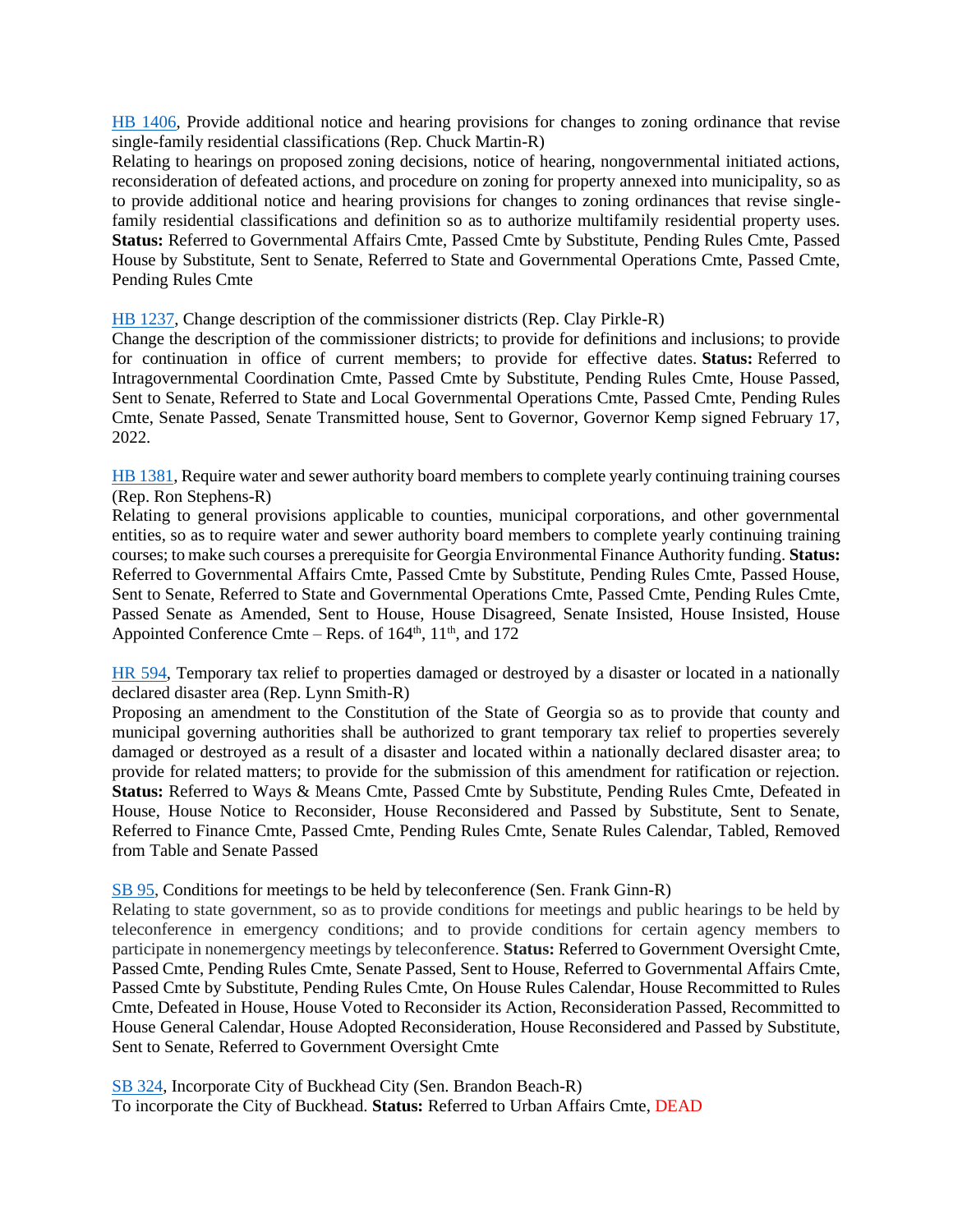HB 1406, Provide additional notice and hearing provisions for changes to zoning ordinance that revise single-family residential classifications (Rep. Chuck Martin-R)
Relating to hearings on proposed zoning decisions, notice of hearing, nongovernmental initiated actions, reconsideration of defeated actions, and procedure on zoning for property annexed into municipality, so as to provide additional notice and hearing provisions for changes to zoning ordinances that revise single-family residential classifications and definition so as to authorize multifamily residential property uses. **Status:** Referred to Governmental Affairs Cmte, Passed Cmte by Substitute, Pending Rules Cmte, Passed House by Substitute, Sent to Senate, Referred to State and Governmental Operations Cmte, Passed Cmte, Pending Rules Cmte

HB 1237, Change description of the commissioner districts (Rep. Clay Pirkle-R)
Change the description of the commissioner districts; to provide for definitions and inclusions; to provide for continuation in office of current members; to provide for effective dates. **Status:** Referred to Intragovernmental Coordination Cmte, Passed Cmte by Substitute, Pending Rules Cmte, House Passed, Sent to Senate, Referred to State and Local Governmental Operations Cmte, Passed Cmte, Pending Rules Cmte, Senate Passed, Senate Transmitted house, Sent to Governor, Governor Kemp signed February 17, 2022.

HB 1381, Require water and sewer authority board members to complete yearly continuing training courses (Rep. Ron Stephens-R)
Relating to general provisions applicable to counties, municipal corporations, and other governmental entities, so as to require water and sewer authority board members to complete yearly continuing training courses; to make such courses a prerequisite for Georgia Environmental Finance Authority funding. **Status:** Referred to Governmental Affairs Cmte, Passed Cmte by Substitute, Pending Rules Cmte, Passed House, Sent to Senate, Referred to State and Governmental Operations Cmte, Passed Cmte, Pending Rules Cmte, Passed Senate as Amended, Sent to House, House Disagreed, Senate Insisted, House Insisted, House Appointed Conference Cmte – Reps. of 164th, 11th, and 172

HR 594, Temporary tax relief to properties damaged or destroyed by a disaster or located in a nationally declared disaster area (Rep. Lynn Smith-R)
Proposing an amendment to the Constitution of the State of Georgia so as to provide that county and municipal governing authorities shall be authorized to grant temporary tax relief to properties severely damaged or destroyed as a result of a disaster and located within a nationally declared disaster area; to provide for related matters; to provide for the submission of this amendment for ratification or rejection. **Status:** Referred to Ways & Means Cmte, Passed Cmte by Substitute, Pending Rules Cmte, Defeated in House, House Notice to Reconsider, House Reconsidered and Passed by Substitute, Sent to Senate, Referred to Finance Cmte, Passed Cmte, Pending Rules Cmte, Senate Rules Calendar, Tabled, Removed from Table and Senate Passed

SB 95, Conditions for meetings to be held by teleconference (Sen. Frank Ginn-R)
Relating to state government, so as to provide conditions for meetings and public hearings to be held by teleconference in emergency conditions; and to provide conditions for certain agency members to participate in nonemergency meetings by teleconference. **Status:** Referred to Government Oversight Cmte, Passed Cmte, Pending Rules Cmte, Senate Passed, Sent to House, Referred to Governmental Affairs Cmte, Passed Cmte by Substitute, Pending Rules Cmte, On House Rules Calendar, House Recommitted to Rules Cmte, Defeated in House, House Voted to Reconsider its Action, Reconsideration Passed, Recommitted to House General Calendar, House Adopted Reconsideration, House Reconsidered and Passed by Substitute, Sent to Senate, Referred to Government Oversight Cmte

SB 324, Incorporate City of Buckhead City (Sen. Brandon Beach-R)
To incorporate the City of Buckhead. **Status:** Referred to Urban Affairs Cmte, DEAD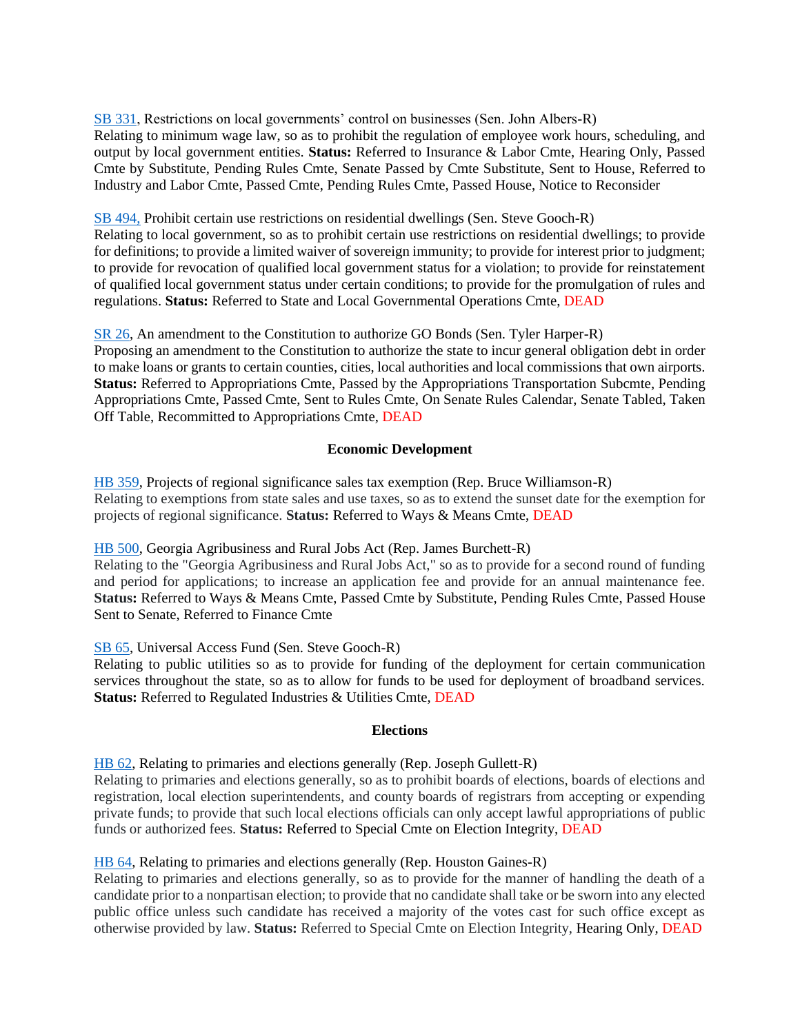SB 331, Restrictions on local governments' control on businesses (Sen. John Albers-R)
Relating to minimum wage law, so as to prohibit the regulation of employee work hours, scheduling, and output by local government entities. **Status:** Referred to Insurance & Labor Cmte, Hearing Only, Passed Cmte by Substitute, Pending Rules Cmte, Senate Passed by Cmte Substitute, Sent to House, Referred to Industry and Labor Cmte, Passed Cmte, Pending Rules Cmte, Passed House, Notice to Reconsider

SB 494, Prohibit certain use restrictions on residential dwellings (Sen. Steve Gooch-R)
Relating to local government, so as to prohibit certain use restrictions on residential dwellings; to provide for definitions; to provide a limited waiver of sovereign immunity; to provide for interest prior to judgment; to provide for revocation of qualified local government status for a violation; to provide for reinstatement of qualified local government status under certain conditions; to provide for the promulgation of rules and regulations. **Status:** Referred to State and Local Governmental Operations Cmte, DEAD

SR 26, An amendment to the Constitution to authorize GO Bonds (Sen. Tyler Harper-R)
Proposing an amendment to the Constitution to authorize the state to incur general obligation debt in order to make loans or grants to certain counties, cities, local authorities and local commissions that own airports. **Status:** Referred to Appropriations Cmte, Passed by the Appropriations Transportation Subcmte, Pending Appropriations Cmte, Passed Cmte, Sent to Rules Cmte, On Senate Rules Calendar, Senate Tabled, Taken Off Table, Recommitted to Appropriations Cmte, DEAD

## Economic Development

HB 359, Projects of regional significance sales tax exemption (Rep. Bruce Williamson-R)
Relating to exemptions from state sales and use taxes, so as to extend the sunset date for the exemption for projects of regional significance. **Status:** Referred to Ways & Means Cmte, DEAD

HB 500, Georgia Agribusiness and Rural Jobs Act (Rep. James Burchett-R)
Relating to the "Georgia Agribusiness and Rural Jobs Act," so as to provide for a second round of funding and period for applications; to increase an application fee and provide for an annual maintenance fee. **Status:** Referred to Ways & Means Cmte, Passed Cmte by Substitute, Pending Rules Cmte, Passed House Sent to Senate, Referred to Finance Cmte

SB 65, Universal Access Fund (Sen. Steve Gooch-R)
Relating to public utilities so as to provide for funding of the deployment for certain communication services throughout the state, so as to allow for funds to be used for deployment of broadband services. **Status:** Referred to Regulated Industries & Utilities Cmte, DEAD

## Elections

HB 62, Relating to primaries and elections generally (Rep. Joseph Gullett-R)
Relating to primaries and elections generally, so as to prohibit boards of elections, boards of elections and registration, local election superintendents, and county boards of registrars from accepting or expending private funds; to provide that such local elections officials can only accept lawful appropriations of public funds or authorized fees. **Status:** Referred to Special Cmte on Election Integrity, DEAD

HB 64, Relating to primaries and elections generally (Rep. Houston Gaines-R)
Relating to primaries and elections generally, so as to provide for the manner of handling the death of a candidate prior to a nonpartisan election; to provide that no candidate shall take or be sworn into any elected public office unless such candidate has received a majority of the votes cast for such office except as otherwise provided by law. **Status:** Referred to Special Cmte on Election Integrity, Hearing Only, DEAD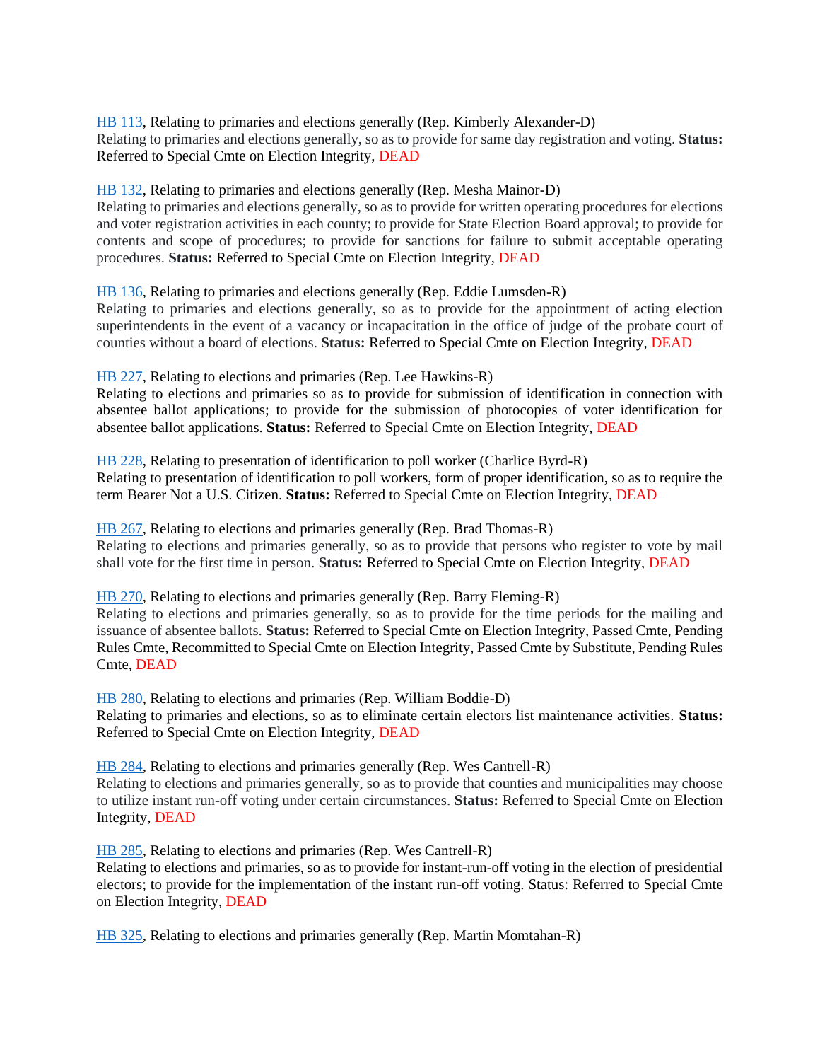[HB 113](), Relating to primaries and elections generally (Rep. Kimberly Alexander-D)
Relating to primaries and elections generally, so as to provide for same day registration and voting. **Status:** Referred to Special Cmte on Election Integrity, DEAD

[HB 132](), Relating to primaries and elections generally (Rep. Mesha Mainor-D)
Relating to primaries and elections generally, so as to provide for written operating procedures for elections and voter registration activities in each county; to provide for State Election Board approval; to provide for contents and scope of procedures; to provide for sanctions for failure to submit acceptable operating procedures. **Status:** Referred to Special Cmte on Election Integrity, DEAD

[HB 136](), Relating to primaries and elections generally (Rep. Eddie Lumsden-R)
Relating to primaries and elections generally, so as to provide for the appointment of acting election superintendents in the event of a vacancy or incapacitation in the office of judge of the probate court of counties without a board of elections. **Status:** Referred to Special Cmte on Election Integrity, DEAD

[HB 227](), Relating to elections and primaries (Rep. Lee Hawkins-R)
Relating to elections and primaries so as to provide for submission of identification in connection with absentee ballot applications; to provide for the submission of photocopies of voter identification for absentee ballot applications. **Status:** Referred to Special Cmte on Election Integrity, DEAD

[HB 228](), Relating to presentation of identification to poll worker (Charlice Byrd-R)
Relating to presentation of identification to poll workers, form of proper identification, so as to require the term Bearer Not a U.S. Citizen. **Status:** Referred to Special Cmte on Election Integrity, DEAD

[HB 267](), Relating to elections and primaries generally (Rep. Brad Thomas-R)
Relating to elections and primaries generally, so as to provide that persons who register to vote by mail shall vote for the first time in person. **Status:** Referred to Special Cmte on Election Integrity, DEAD

[HB 270](), Relating to elections and primaries generally (Rep. Barry Fleming-R)
Relating to elections and primaries generally, so as to provide for the time periods for the mailing and issuance of absentee ballots. **Status:** Referred to Special Cmte on Election Integrity, Passed Cmte, Pending Rules Cmte, Recommitted to Special Cmte on Election Integrity, Passed Cmte by Substitute, Pending Rules Cmte, DEAD

[HB 280](), Relating to elections and primaries (Rep. William Boddie-D)
Relating to primaries and elections, so as to eliminate certain electors list maintenance activities. **Status:** Referred to Special Cmte on Election Integrity, DEAD

[HB 284](), Relating to elections and primaries generally (Rep. Wes Cantrell-R)
Relating to elections and primaries generally, so as to provide that counties and municipalities may choose to utilize instant run-off voting under certain circumstances. **Status:** Referred to Special Cmte on Election Integrity, DEAD

[HB 285](), Relating to elections and primaries (Rep. Wes Cantrell-R)
Relating to elections and primaries, so as to provide for instant-run-off voting in the election of presidential electors; to provide for the implementation of the instant run-off voting. Status: Referred to Special Cmte on Election Integrity, DEAD

[HB 325](), Relating to elections and primaries generally (Rep. Martin Momtahan-R)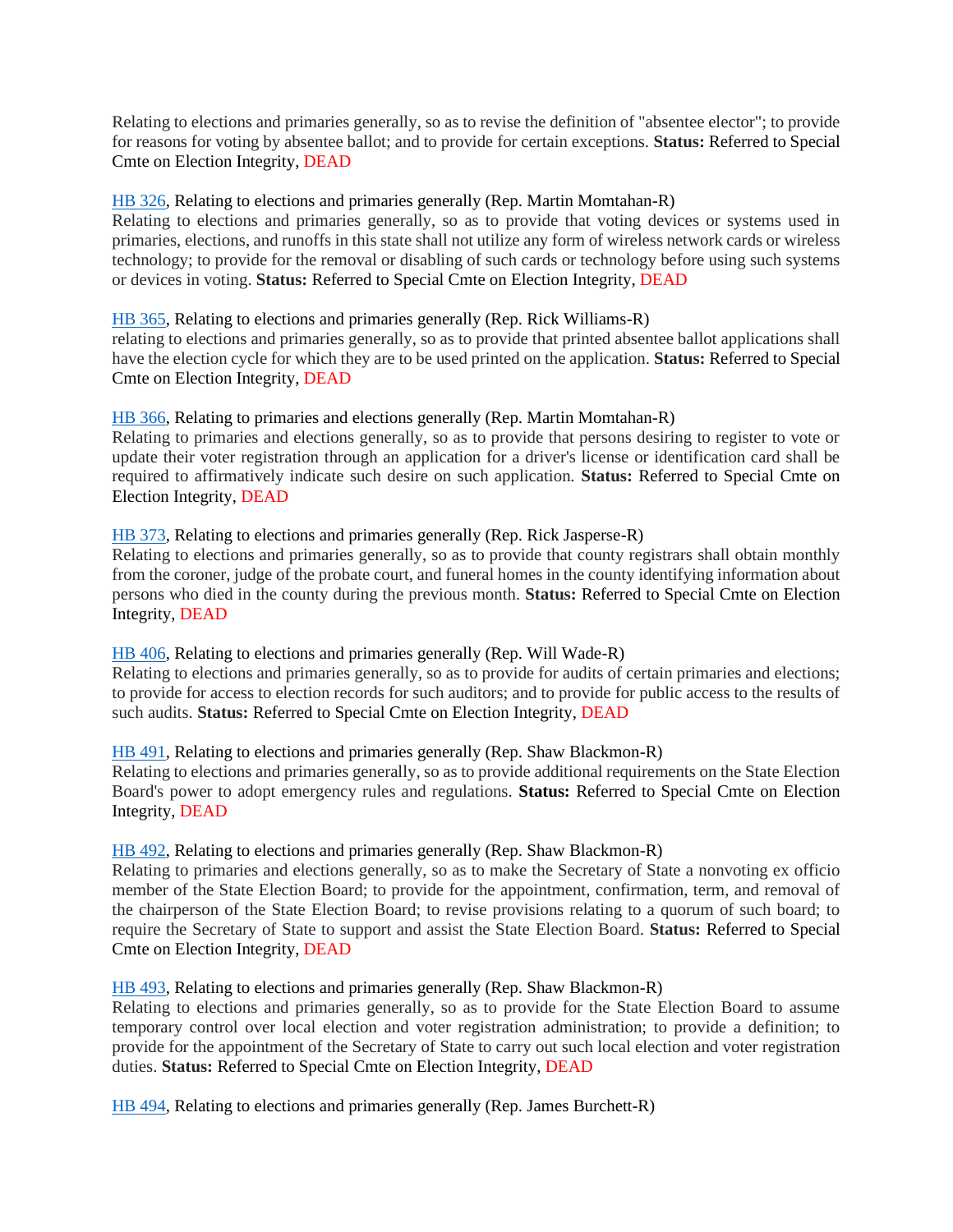Relating to elections and primaries generally, so as to revise the definition of "absentee elector"; to provide for reasons for voting by absentee ballot; and to provide for certain exceptions. **Status:** Referred to Special Cmte on Election Integrity, DEAD

HB 326, Relating to elections and primaries generally (Rep. Martin Momtahan-R)
Relating to elections and primaries generally, so as to provide that voting devices or systems used in primaries, elections, and runoffs in this state shall not utilize any form of wireless network cards or wireless technology; to provide for the removal or disabling of such cards or technology before using such systems or devices in voting. **Status:** Referred to Special Cmte on Election Integrity, DEAD

HB 365, Relating to elections and primaries generally (Rep. Rick Williams-R)
relating to elections and primaries generally, so as to provide that printed absentee ballot applications shall have the election cycle for which they are to be used printed on the application. **Status:** Referred to Special Cmte on Election Integrity, DEAD

HB 366, Relating to primaries and elections generally (Rep. Martin Momtahan-R)
Relating to primaries and elections generally, so as to provide that persons desiring to register to vote or update their voter registration through an application for a driver's license or identification card shall be required to affirmatively indicate such desire on such application. **Status:** Referred to Special Cmte on Election Integrity, DEAD

HB 373, Relating to elections and primaries generally (Rep. Rick Jasperse-R)
Relating to elections and primaries generally, so as to provide that county registrars shall obtain monthly from the coroner, judge of the probate court, and funeral homes in the county identifying information about persons who died in the county during the previous month. **Status:** Referred to Special Cmte on Election Integrity, DEAD

HB 406, Relating to elections and primaries generally (Rep. Will Wade-R)
Relating to elections and primaries generally, so as to provide for audits of certain primaries and elections; to provide for access to election records for such auditors; and to provide for public access to the results of such audits. **Status:** Referred to Special Cmte on Election Integrity, DEAD

HB 491, Relating to elections and primaries generally (Rep. Shaw Blackmon-R)
Relating to elections and primaries generally, so as to provide additional requirements on the State Election Board's power to adopt emergency rules and regulations. **Status:** Referred to Special Cmte on Election Integrity, DEAD

HB 492, Relating to elections and primaries generally (Rep. Shaw Blackmon-R)
Relating to primaries and elections generally, so as to make the Secretary of State a nonvoting ex officio member of the State Election Board; to provide for the appointment, confirmation, term, and removal of the chairperson of the State Election Board; to revise provisions relating to a quorum of such board; to require the Secretary of State to support and assist the State Election Board. **Status:** Referred to Special Cmte on Election Integrity, DEAD

HB 493, Relating to elections and primaries generally (Rep. Shaw Blackmon-R)
Relating to elections and primaries generally, so as to provide for the State Election Board to assume temporary control over local election and voter registration administration; to provide a definition; to provide for the appointment of the Secretary of State to carry out such local election and voter registration duties. **Status:** Referred to Special Cmte on Election Integrity, DEAD

HB 494, Relating to elections and primaries generally (Rep. James Burchett-R)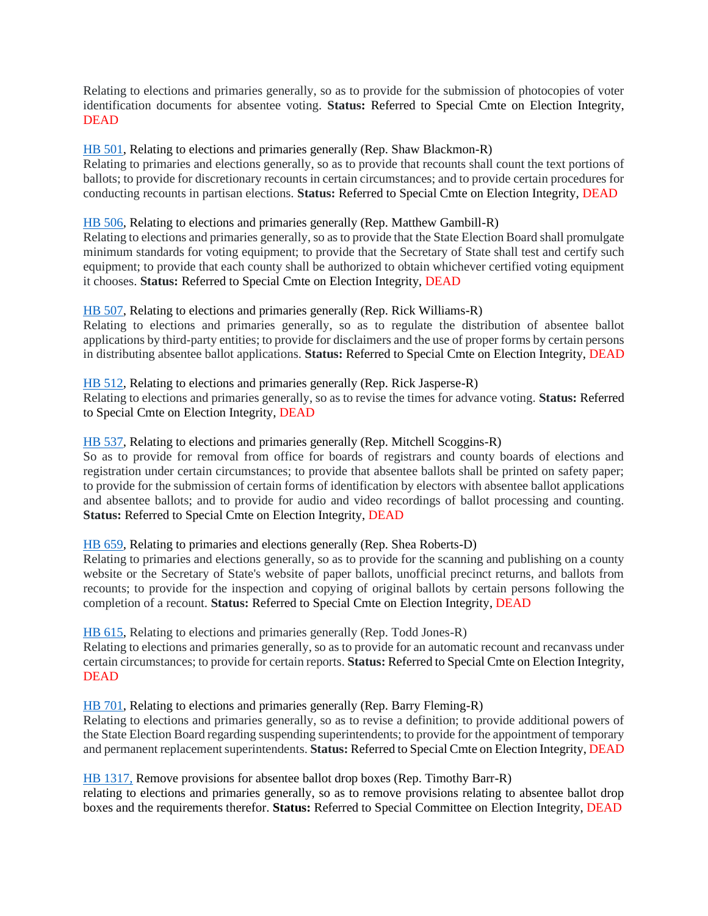Relating to elections and primaries generally, so as to provide for the submission of photocopies of voter identification documents for absentee voting. **Status:** Referred to Special Cmte on Election Integrity, DEAD

HB 501, Relating to elections and primaries generally (Rep. Shaw Blackmon-R)
Relating to primaries and elections generally, so as to provide that recounts shall count the text portions of ballots; to provide for discretionary recounts in certain circumstances; and to provide certain procedures for conducting recounts in partisan elections. **Status:** Referred to Special Cmte on Election Integrity, DEAD

HB 506, Relating to elections and primaries generally (Rep. Matthew Gambill-R)
Relating to elections and primaries generally, so as to provide that the State Election Board shall promulgate minimum standards for voting equipment; to provide that the Secretary of State shall test and certify such equipment; to provide that each county shall be authorized to obtain whichever certified voting equipment it chooses. **Status:** Referred to Special Cmte on Election Integrity, DEAD

HB 507, Relating to elections and primaries generally (Rep. Rick Williams-R)
Relating to elections and primaries generally, so as to regulate the distribution of absentee ballot applications by third-party entities; to provide for disclaimers and the use of proper forms by certain persons in distributing absentee ballot applications. **Status:** Referred to Special Cmte on Election Integrity, DEAD

HB 512, Relating to elections and primaries generally (Rep. Rick Jasperse-R)
Relating to elections and primaries generally, so as to revise the times for advance voting. **Status:** Referred to Special Cmte on Election Integrity, DEAD

HB 537, Relating to elections and primaries generally (Rep. Mitchell Scoggins-R)
So as to provide for removal from office for boards of registrars and county boards of elections and registration under certain circumstances; to provide that absentee ballots shall be printed on safety paper; to provide for the submission of certain forms of identification by electors with absentee ballot applications and absentee ballots; and to provide for audio and video recordings of ballot processing and counting. **Status:** Referred to Special Cmte on Election Integrity, DEAD

HB 659, Relating to primaries and elections generally (Rep. Shea Roberts-D)
Relating to primaries and elections generally, so as to provide for the scanning and publishing on a county website or the Secretary of State's website of paper ballots, unofficial precinct returns, and ballots from recounts; to provide for the inspection and copying of original ballots by certain persons following the completion of a recount. **Status:** Referred to Special Cmte on Election Integrity, DEAD

HB 615, Relating to elections and primaries generally (Rep. Todd Jones-R)
Relating to elections and primaries generally, so as to provide for an automatic recount and recanvass under certain circumstances; to provide for certain reports. **Status:** Referred to Special Cmte on Election Integrity, DEAD

HB 701, Relating to elections and primaries generally (Rep. Barry Fleming-R)
Relating to elections and primaries generally, so as to revise a definition; to provide additional powers of the State Election Board regarding suspending superintendents; to provide for the appointment of temporary and permanent replacement superintendents. **Status:** Referred to Special Cmte on Election Integrity, DEAD

HB 1317, Remove provisions for absentee ballot drop boxes (Rep. Timothy Barr-R)
relating to elections and primaries generally, so as to remove provisions relating to absentee ballot drop boxes and the requirements therefor. **Status:** Referred to Special Committee on Election Integrity, DEAD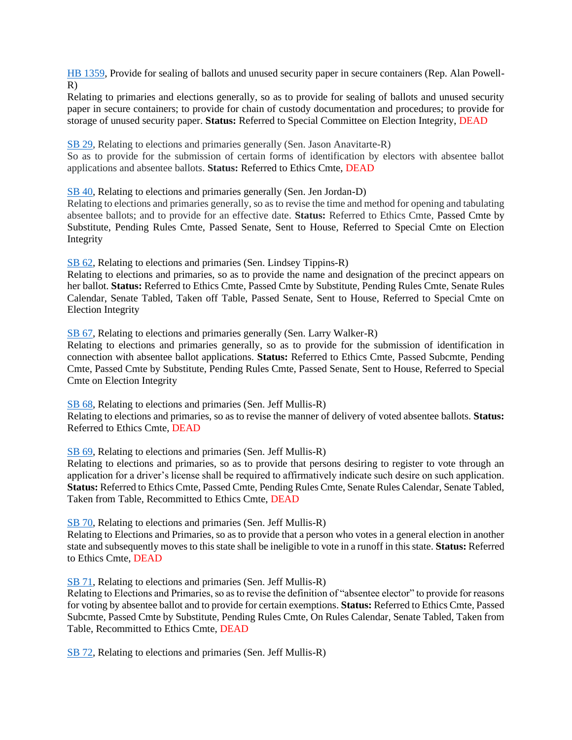[HB 1359](), Provide for sealing of ballots and unused security paper in secure containers (Rep. Alan Powell-R)
Relating to primaries and elections generally, so as to provide for sealing of ballots and unused security paper in secure containers; to provide for chain of custody documentation and procedures; to provide for storage of unused security paper. **Status:** Referred to Special Committee on Election Integrity, DEAD

[SB 29](), Relating to elections and primaries generally (Sen. Jason Anavitarte-R)
So as to provide for the submission of certain forms of identification by electors with absentee ballot applications and absentee ballots. **Status:** Referred to Ethics Cmte, DEAD

[SB 40](), Relating to elections and primaries generally (Sen. Jen Jordan-D)
Relating to elections and primaries generally, so as to revise the time and method for opening and tabulating absentee ballots; and to provide for an effective date. **Status:** Referred to Ethics Cmte, Passed Cmte by Substitute, Pending Rules Cmte, Passed Senate, Sent to House, Referred to Special Cmte on Election Integrity

[SB 62](), Relating to elections and primaries (Sen. Lindsey Tippins-R)
Relating to elections and primaries, so as to provide the name and designation of the precinct appears on her ballot. **Status:** Referred to Ethics Cmte, Passed Cmte by Substitute, Pending Rules Cmte, Senate Rules Calendar, Senate Tabled, Taken off Table, Passed Senate, Sent to House, Referred to Special Cmte on Election Integrity

[SB 67](), Relating to elections and primaries generally (Sen. Larry Walker-R)
Relating to elections and primaries generally, so as to provide for the submission of identification in connection with absentee ballot applications. **Status:** Referred to Ethics Cmte, Passed Subcmte, Pending Cmte, Passed Cmte by Substitute, Pending Rules Cmte, Passed Senate, Sent to House, Referred to Special Cmte on Election Integrity

[SB 68](), Relating to elections and primaries (Sen. Jeff Mullis-R)
Relating to elections and primaries, so as to revise the manner of delivery of voted absentee ballots. **Status:** Referred to Ethics Cmte, DEAD

[SB 69](), Relating to elections and primaries (Sen. Jeff Mullis-R)
Relating to elections and primaries, so as to provide that persons desiring to register to vote through an application for a driver's license shall be required to affirmatively indicate such desire on such application. **Status:** Referred to Ethics Cmte, Passed Cmte, Pending Rules Cmte, Senate Rules Calendar, Senate Tabled, Taken from Table, Recommitted to Ethics Cmte, DEAD

[SB 70](), Relating to elections and primaries (Sen. Jeff Mullis-R)
Relating to Elections and Primaries, so as to provide that a person who votes in a general election in another state and subsequently moves to this state shall be ineligible to vote in a runoff in this state. **Status:** Referred to Ethics Cmte, DEAD

[SB 71](), Relating to elections and primaries (Sen. Jeff Mullis-R)
Relating to Elections and Primaries, so as to revise the definition of "absentee elector" to provide for reasons for voting by absentee ballot and to provide for certain exemptions. **Status:** Referred to Ethics Cmte, Passed Subcmte, Passed Cmte by Substitute, Pending Rules Cmte, On Rules Calendar, Senate Tabled, Taken from Table, Recommitted to Ethics Cmte, DEAD

[SB 72](), Relating to elections and primaries (Sen. Jeff Mullis-R)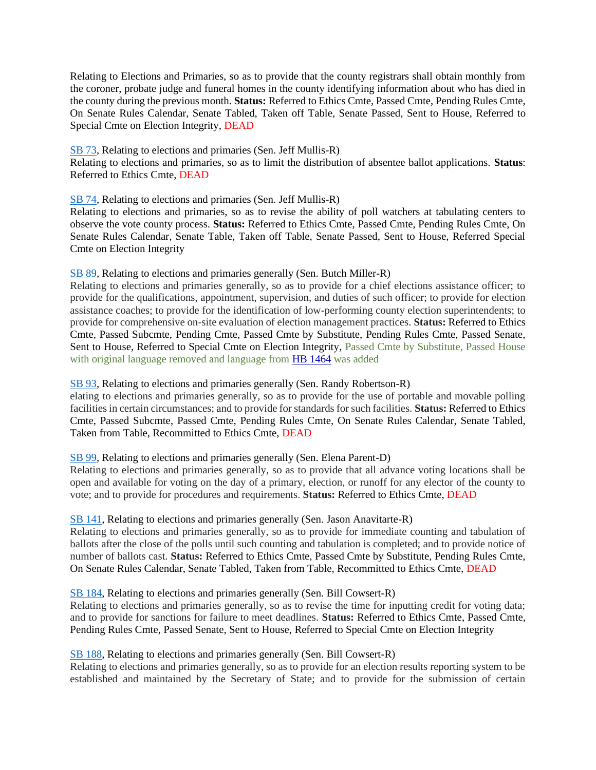Relating to Elections and Primaries, so as to provide that the county registrars shall obtain monthly from the coroner, probate judge and funeral homes in the county identifying information about who has died in the county during the previous month. **Status:** Referred to Ethics Cmte, Passed Cmte, Pending Rules Cmte, On Senate Rules Calendar, Senate Tabled, Taken off Table, Senate Passed, Sent to House, Referred to Special Cmte on Election Integrity, DEAD

SB 73, Relating to elections and primaries (Sen. Jeff Mullis-R)
Relating to elections and primaries, so as to limit the distribution of absentee ballot applications. **Status**: Referred to Ethics Cmte, DEAD

SB 74, Relating to elections and primaries (Sen. Jeff Mullis-R)
Relating to elections and primaries, so as to revise the ability of poll watchers at tabulating centers to observe the vote county process. **Status:** Referred to Ethics Cmte, Passed Cmte, Pending Rules Cmte, On Senate Rules Calendar, Senate Table, Taken off Table, Senate Passed, Sent to House, Referred Special Cmte on Election Integrity

SB 89, Relating to elections and primaries generally (Sen. Butch Miller-R)
Relating to elections and primaries generally, so as to provide for a chief elections assistance officer; to provide for the qualifications, appointment, supervision, and duties of such officer; to provide for election assistance coaches; to provide for the identification of low-performing county election superintendents; to provide for comprehensive on-site evaluation of election management practices. **Status:** Referred to Ethics Cmte, Passed Subcmte, Pending Cmte, Passed Cmte by Substitute, Pending Rules Cmte, Passed Senate, Sent to House, Referred to Special Cmte on Election Integrity, Passed Cmte by Substitute, Passed House with original language removed and language from HB 1464 was added

SB 93, Relating to elections and primaries generally (Sen. Randy Robertson-R)
elating to elections and primaries generally, so as to provide for the use of portable and movable polling facilities in certain circumstances; and to provide for standards for such facilities. **Status:** Referred to Ethics Cmte, Passed Subcmte, Passed Cmte, Pending Rules Cmte, On Senate Rules Calendar, Senate Tabled, Taken from Table, Recommitted to Ethics Cmte, DEAD

SB 99, Relating to elections and primaries generally (Sen. Elena Parent-D)
Relating to elections and primaries generally, so as to provide that all advance voting locations shall be open and available for voting on the day of a primary, election, or runoff for any elector of the county to vote; and to provide for procedures and requirements. **Status:** Referred to Ethics Cmte, DEAD

SB 141, Relating to elections and primaries generally (Sen. Jason Anavitarte-R)
Relating to elections and primaries generally, so as to provide for immediate counting and tabulation of ballots after the close of the polls until such counting and tabulation is completed; and to provide notice of number of ballots cast. **Status:** Referred to Ethics Cmte, Passed Cmte by Substitute, Pending Rules Cmte, On Senate Rules Calendar, Senate Tabled, Taken from Table, Recommitted to Ethics Cmte, DEAD

SB 184, Relating to elections and primaries generally (Sen. Bill Cowsert-R)
Relating to elections and primaries generally, so as to revise the time for inputting credit for voting data; and to provide for sanctions for failure to meet deadlines. **Status:** Referred to Ethics Cmte, Passed Cmte, Pending Rules Cmte, Passed Senate, Sent to House, Referred to Special Cmte on Election Integrity

SB 188, Relating to elections and primaries generally (Sen. Bill Cowsert-R)
Relating to elections and primaries generally, so as to provide for an election results reporting system to be established and maintained by the Secretary of State; and to provide for the submission of certain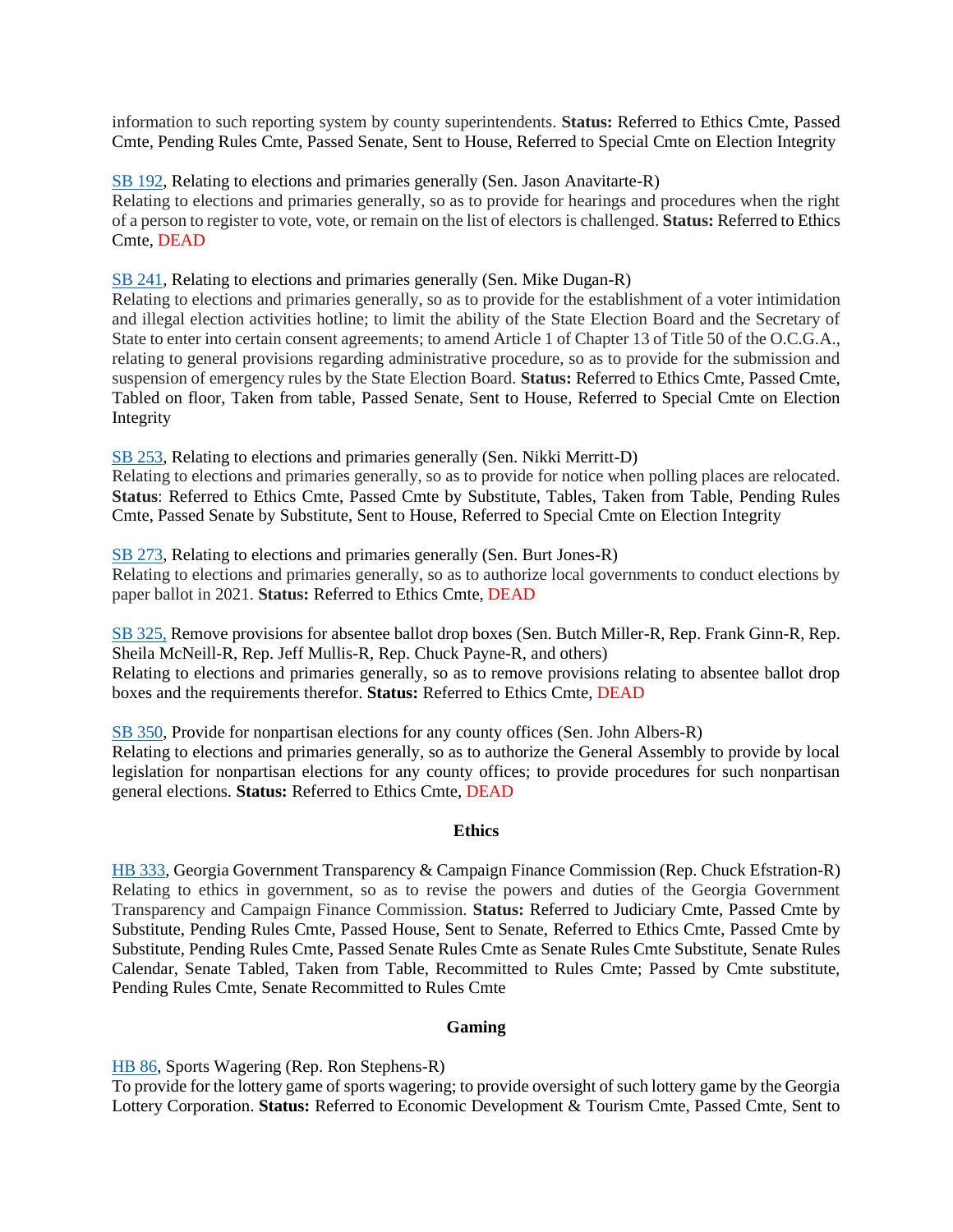information to such reporting system by county superintendents. **Status:** Referred to Ethics Cmte, Passed Cmte, Pending Rules Cmte, Passed Senate, Sent to House, Referred to Special Cmte on Election Integrity

SB 192, Relating to elections and primaries generally (Sen. Jason Anavitarte-R)
Relating to elections and primaries generally, so as to provide for hearings and procedures when the right of a person to register to vote, vote, or remain on the list of electors is challenged. **Status:** Referred to Ethics Cmte, DEAD

SB 241, Relating to elections and primaries generally (Sen. Mike Dugan-R)
Relating to elections and primaries generally, so as to provide for the establishment of a voter intimidation and illegal election activities hotline; to limit the ability of the State Election Board and the Secretary of State to enter into certain consent agreements; to amend Article 1 of Chapter 13 of Title 50 of the O.C.G.A., relating to general provisions regarding administrative procedure, so as to provide for the submission and suspension of emergency rules by the State Election Board. **Status:** Referred to Ethics Cmte, Passed Cmte, Tabled on floor, Taken from table, Passed Senate, Sent to House, Referred to Special Cmte on Election Integrity

SB 253, Relating to elections and primaries generally (Sen. Nikki Merritt-D)
Relating to elections and primaries generally, so as to provide for notice when polling places are relocated. **Status**: Referred to Ethics Cmte, Passed Cmte by Substitute, Tables, Taken from Table, Pending Rules Cmte, Passed Senate by Substitute, Sent to House, Referred to Special Cmte on Election Integrity

SB 273, Relating to elections and primaries generally (Sen. Burt Jones-R)
Relating to elections and primaries generally, so as to authorize local governments to conduct elections by paper ballot in 2021. **Status:** Referred to Ethics Cmte, DEAD

SB 325, Remove provisions for absentee ballot drop boxes (Sen. Butch Miller-R, Rep. Frank Ginn-R, Rep. Sheila McNeill-R, Rep. Jeff Mullis-R, Rep. Chuck Payne-R, and others)
Relating to elections and primaries generally, so as to remove provisions relating to absentee ballot drop boxes and the requirements therefor. **Status:** Referred to Ethics Cmte, DEAD

SB 350, Provide for nonpartisan elections for any county offices (Sen. John Albers-R)
Relating to elections and primaries generally, so as to authorize the General Assembly to provide by local legislation for nonpartisan elections for any county offices; to provide procedures for such nonpartisan general elections. **Status:** Referred to Ethics Cmte, DEAD

### Ethics

HB 333, Georgia Government Transparency & Campaign Finance Commission (Rep. Chuck Efstration-R)
Relating to ethics in government, so as to revise the powers and duties of the Georgia Government Transparency and Campaign Finance Commission. **Status:** Referred to Judiciary Cmte, Passed Cmte by Substitute, Pending Rules Cmte, Passed House, Sent to Senate, Referred to Ethics Cmte, Passed Cmte by Substitute, Pending Rules Cmte, Passed Senate Rules Cmte as Senate Rules Cmte Substitute, Senate Rules Calendar, Senate Tabled, Taken from Table, Recommitted to Rules Cmte; Passed by Cmte substitute, Pending Rules Cmte, Senate Recommitted to Rules Cmte

### Gaming

HB 86, Sports Wagering (Rep. Ron Stephens-R)
To provide for the lottery game of sports wagering; to provide oversight of such lottery game by the Georgia Lottery Corporation. **Status:** Referred to Economic Development & Tourism Cmte, Passed Cmte, Sent to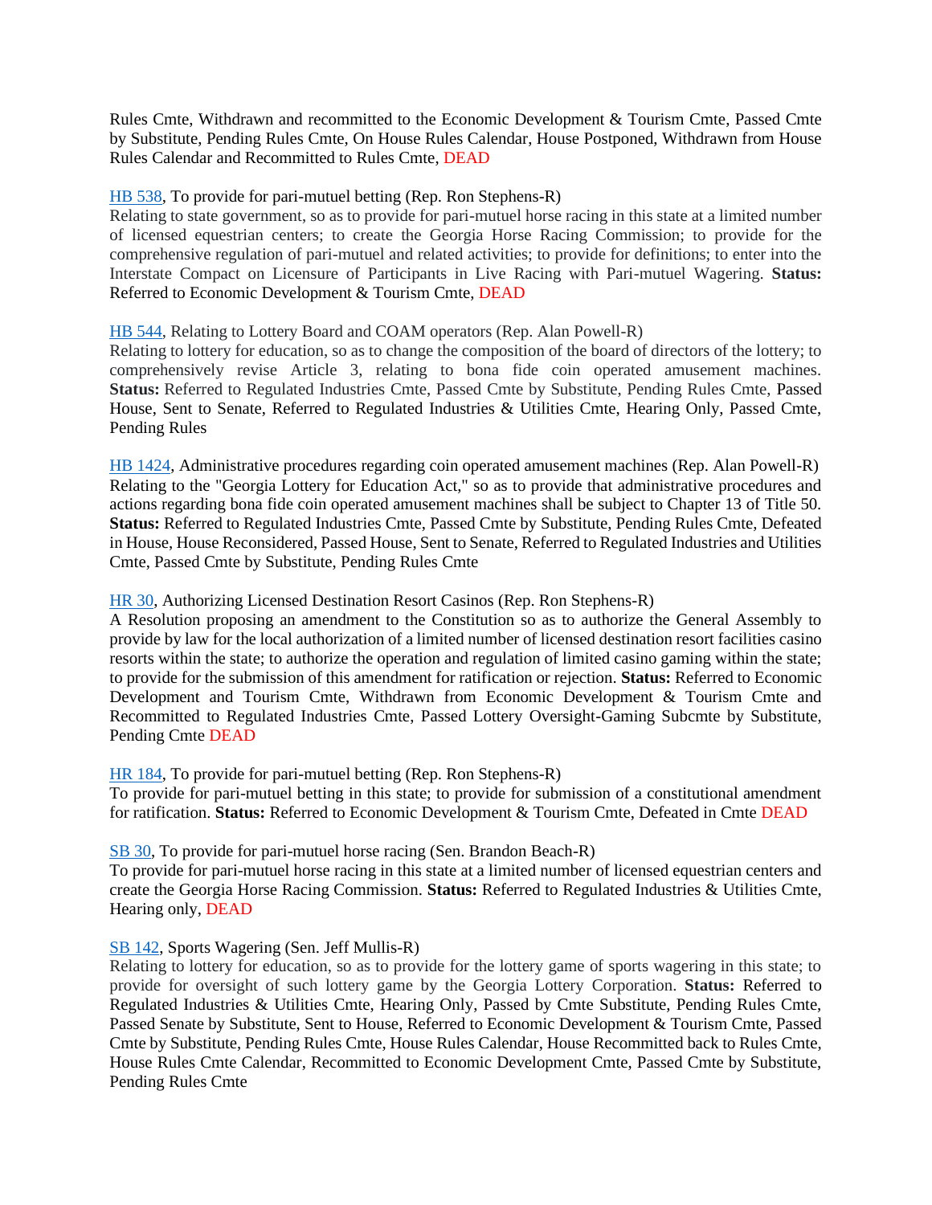Rules Cmte, Withdrawn and recommitted to the Economic Development & Tourism Cmte, Passed Cmte by Substitute, Pending Rules Cmte, On House Rules Calendar, House Postponed, Withdrawn from House Rules Calendar and Recommitted to Rules Cmte, DEAD

HB 538, To provide for pari-mutuel betting (Rep. Ron Stephens-R)
Relating to state government, so as to provide for pari-mutuel horse racing in this state at a limited number of licensed equestrian centers; to create the Georgia Horse Racing Commission; to provide for the comprehensive regulation of pari-mutuel and related activities; to provide for definitions; to enter into the Interstate Compact on Licensure of Participants in Live Racing with Pari-mutuel Wagering. **Status:** Referred to Economic Development & Tourism Cmte, DEAD

HB 544, Relating to Lottery Board and COAM operators (Rep. Alan Powell-R)
Relating to lottery for education, so as to change the composition of the board of directors of the lottery; to comprehensively revise Article 3, relating to bona fide coin operated amusement machines. **Status:** Referred to Regulated Industries Cmte, Passed Cmte by Substitute, Pending Rules Cmte, Passed House, Sent to Senate, Referred to Regulated Industries & Utilities Cmte, Hearing Only, Passed Cmte, Pending Rules

HB 1424, Administrative procedures regarding coin operated amusement machines (Rep. Alan Powell-R)
Relating to the "Georgia Lottery for Education Act," so as to provide that administrative procedures and actions regarding bona fide coin operated amusement machines shall be subject to Chapter 13 of Title 50. **Status:** Referred to Regulated Industries Cmte, Passed Cmte by Substitute, Pending Rules Cmte, Defeated in House, House Reconsidered, Passed House, Sent to Senate, Referred to Regulated Industries and Utilities Cmte, Passed Cmte by Substitute, Pending Rules Cmte

HR 30, Authorizing Licensed Destination Resort Casinos (Rep. Ron Stephens-R)
A Resolution proposing an amendment to the Constitution so as to authorize the General Assembly to provide by law for the local authorization of a limited number of licensed destination resort facilities casino resorts within the state; to authorize the operation and regulation of limited casino gaming within the state; to provide for the submission of this amendment for ratification or rejection. **Status:** Referred to Economic Development and Tourism Cmte, Withdrawn from Economic Development & Tourism Cmte and Recommitted to Regulated Industries Cmte, Passed Lottery Oversight-Gaming Subcmte by Substitute, Pending Cmte DEAD

HR 184, To provide for pari-mutuel betting (Rep. Ron Stephens-R)
To provide for pari-mutuel betting in this state; to provide for submission of a constitutional amendment for ratification. **Status:** Referred to Economic Development & Tourism Cmte, Defeated in Cmte DEAD

SB 30, To provide for pari-mutuel horse racing (Sen. Brandon Beach-R)
To provide for pari-mutuel horse racing in this state at a limited number of licensed equestrian centers and create the Georgia Horse Racing Commission. **Status:** Referred to Regulated Industries & Utilities Cmte, Hearing only, DEAD

SB 142, Sports Wagering (Sen. Jeff Mullis-R)
Relating to lottery for education, so as to provide for the lottery game of sports wagering in this state; to provide for oversight of such lottery game by the Georgia Lottery Corporation. **Status:** Referred to Regulated Industries & Utilities Cmte, Hearing Only, Passed by Cmte Substitute, Pending Rules Cmte, Passed Senate by Substitute, Sent to House, Referred to Economic Development & Tourism Cmte, Passed Cmte by Substitute, Pending Rules Cmte, House Rules Calendar, House Recommitted back to Rules Cmte, House Rules Cmte Calendar, Recommitted to Economic Development Cmte, Passed Cmte by Substitute, Pending Rules Cmte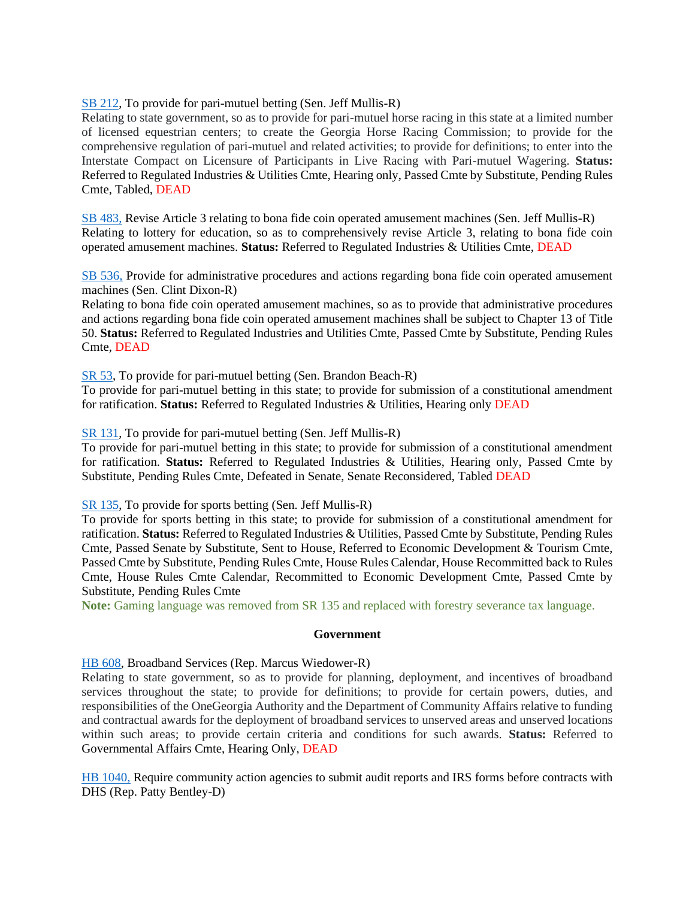SB 212, To provide for pari-mutuel betting (Sen. Jeff Mullis-R)
Relating to state government, so as to provide for pari-mutuel horse racing in this state at a limited number of licensed equestrian centers; to create the Georgia Horse Racing Commission; to provide for the comprehensive regulation of pari-mutuel and related activities; to provide for definitions; to enter into the Interstate Compact on Licensure of Participants in Live Racing with Pari-mutuel Wagering. **Status:** Referred to Regulated Industries & Utilities Cmte, Hearing only, Passed Cmte by Substitute, Pending Rules Cmte, Tabled, DEAD

SB 483, Revise Article 3 relating to bona fide coin operated amusement machines (Sen. Jeff Mullis-R)
Relating to lottery for education, so as to comprehensively revise Article 3, relating to bona fide coin operated amusement machines. **Status:** Referred to Regulated Industries & Utilities Cmte, DEAD

SB 536, Provide for administrative procedures and actions regarding bona fide coin operated amusement machines (Sen. Clint Dixon-R)
Relating to bona fide coin operated amusement machines, so as to provide that administrative procedures and actions regarding bona fide coin operated amusement machines shall be subject to Chapter 13 of Title 50. **Status:** Referred to Regulated Industries and Utilities Cmte, Passed Cmte by Substitute, Pending Rules Cmte, DEAD

SR 53, To provide for pari-mutuel betting (Sen. Brandon Beach-R)
To provide for pari-mutuel betting in this state; to provide for submission of a constitutional amendment for ratification. **Status:** Referred to Regulated Industries & Utilities, Hearing only DEAD

SR 131, To provide for pari-mutuel betting (Sen. Jeff Mullis-R)
To provide for pari-mutuel betting in this state; to provide for submission of a constitutional amendment for ratification. **Status:** Referred to Regulated Industries & Utilities, Hearing only, Passed Cmte by Substitute, Pending Rules Cmte, Defeated in Senate, Senate Reconsidered, Tabled DEAD

SR 135, To provide for sports betting (Sen. Jeff Mullis-R)
To provide for sports betting in this state; to provide for submission of a constitutional amendment for ratification. **Status:** Referred to Regulated Industries & Utilities, Passed Cmte by Substitute, Pending Rules Cmte, Passed Senate by Substitute, Sent to House, Referred to Economic Development & Tourism Cmte, Passed Cmte by Substitute, Pending Rules Cmte, House Rules Calendar, House Recommitted back to Rules Cmte, House Rules Cmte Calendar, Recommitted to Economic Development Cmte, Passed Cmte by Substitute, Pending Rules Cmte
**Note:** Gaming language was removed from SR 135 and replaced with forestry severance tax language.

## Government

HB 608, Broadband Services (Rep. Marcus Wiedower-R)
Relating to state government, so as to provide for planning, deployment, and incentives of broadband services throughout the state; to provide for definitions; to provide for certain powers, duties, and responsibilities of the OneGeorgia Authority and the Department of Community Affairs relative to funding and contractual awards for the deployment of broadband services to unserved areas and unserved locations within such areas; to provide certain criteria and conditions for such awards. **Status:** Referred to Governmental Affairs Cmte, Hearing Only, DEAD

HB 1040, Require community action agencies to submit audit reports and IRS forms before contracts with DHS (Rep. Patty Bentley-D)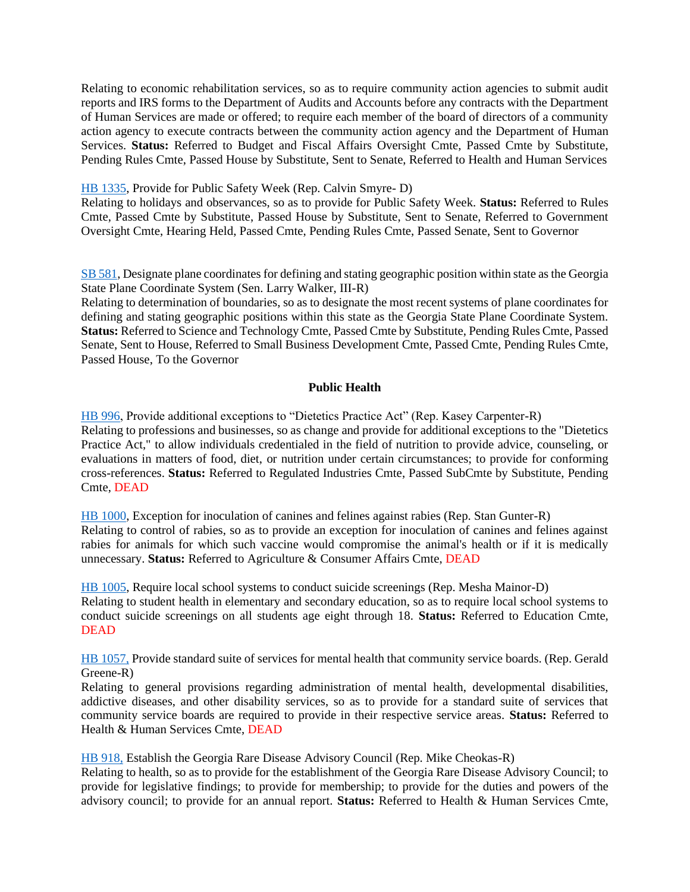Relating to economic rehabilitation services, so as to require community action agencies to submit audit reports and IRS forms to the Department of Audits and Accounts before any contracts with the Department of Human Services are made or offered; to require each member of the board of directors of a community action agency to execute contracts between the community action agency and the Department of Human Services. **Status:** Referred to Budget and Fiscal Affairs Oversight Cmte, Passed Cmte by Substitute, Pending Rules Cmte, Passed House by Substitute, Sent to Senate, Referred to Health and Human Services

HB 1335, Provide for Public Safety Week (Rep. Calvin Smyre- D)
Relating to holidays and observances, so as to provide for Public Safety Week. **Status:** Referred to Rules Cmte, Passed Cmte by Substitute, Passed House by Substitute, Sent to Senate, Referred to Government Oversight Cmte, Hearing Held, Passed Cmte, Pending Rules Cmte, Passed Senate, Sent to Governor

SB 581, Designate plane coordinates for defining and stating geographic position within state as the Georgia State Plane Coordinate System (Sen. Larry Walker, III-R)
Relating to determination of boundaries, so as to designate the most recent systems of plane coordinates for defining and stating geographic positions within this state as the Georgia State Plane Coordinate System. **Status:** Referred to Science and Technology Cmte, Passed Cmte by Substitute, Pending Rules Cmte, Passed Senate, Sent to House, Referred to Small Business Development Cmte, Passed Cmte, Pending Rules Cmte, Passed House, To the Governor

## Public Health

HB 996, Provide additional exceptions to "Dietetics Practice Act" (Rep. Kasey Carpenter-R)
Relating to professions and businesses, so as change and provide for additional exceptions to the "Dietetics Practice Act," to allow individuals credentialed in the field of nutrition to provide advice, counseling, or evaluations in matters of food, diet, or nutrition under certain circumstances; to provide for conforming cross-references. **Status:** Referred to Regulated Industries Cmte, Passed SubCmte by Substitute, Pending Cmte, DEAD

HB 1000, Exception for inoculation of canines and felines against rabies (Rep. Stan Gunter-R)
Relating to control of rabies, so as to provide an exception for inoculation of canines and felines against rabies for animals for which such vaccine would compromise the animal's health or if it is medically unnecessary. **Status:** Referred to Agriculture & Consumer Affairs Cmte, DEAD

HB 1005, Require local school systems to conduct suicide screenings (Rep. Mesha Mainor-D)
Relating to student health in elementary and secondary education, so as to require local school systems to conduct suicide screenings on all students age eight through 18. **Status:** Referred to Education Cmte, DEAD

HB 1057, Provide standard suite of services for mental health that community service boards. (Rep. Gerald Greene-R)
Relating to general provisions regarding administration of mental health, developmental disabilities, addictive diseases, and other disability services, so as to provide for a standard suite of services that community service boards are required to provide in their respective service areas. **Status:** Referred to Health & Human Services Cmte, DEAD

HB 918, Establish the Georgia Rare Disease Advisory Council (Rep. Mike Cheokas-R)
Relating to health, so as to provide for the establishment of the Georgia Rare Disease Advisory Council; to provide for legislative findings; to provide for membership; to provide for the duties and powers of the advisory council; to provide for an annual report. **Status:** Referred to Health & Human Services Cmte,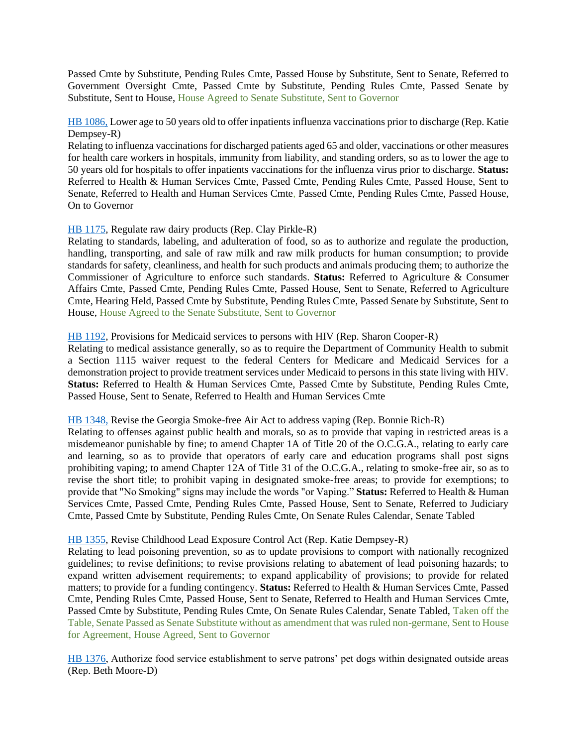Passed Cmte by Substitute, Pending Rules Cmte, Passed House by Substitute, Sent to Senate, Referred to Government Oversight Cmte, Passed Cmte by Substitute, Pending Rules Cmte, Passed Senate by Substitute, Sent to House, House Agreed to Senate Substitute, Sent to Governor

HB 1086, Lower age to 50 years old to offer inpatients influenza vaccinations prior to discharge (Rep. Katie Dempsey-R)
Relating to influenza vaccinations for discharged patients aged 65 and older, vaccinations or other measures for health care workers in hospitals, immunity from liability, and standing orders, so as to lower the age to 50 years old for hospitals to offer inpatients vaccinations for the influenza virus prior to discharge. **Status:** Referred to Health & Human Services Cmte, Passed Cmte, Pending Rules Cmte, Passed House, Sent to Senate, Referred to Health and Human Services Cmte, Passed Cmte, Pending Rules Cmte, Passed House, On to Governor

HB 1175, Regulate raw dairy products (Rep. Clay Pirkle-R)
Relating to standards, labeling, and adulteration of food, so as to authorize and regulate the production, handling, transporting, and sale of raw milk and raw milk products for human consumption; to provide standards for safety, cleanliness, and health for such products and animals producing them; to authorize the Commissioner of Agriculture to enforce such standards. **Status:** Referred to Agriculture & Consumer Affairs Cmte, Passed Cmte, Pending Rules Cmte, Passed House, Sent to Senate, Referred to Agriculture Cmte, Hearing Held, Passed Cmte by Substitute, Pending Rules Cmte, Passed Senate by Substitute, Sent to House, House Agreed to the Senate Substitute, Sent to Governor

HB 1192, Provisions for Medicaid services to persons with HIV (Rep. Sharon Cooper-R)
Relating to medical assistance generally, so as to require the Department of Community Health to submit a Section 1115 waiver request to the federal Centers for Medicare and Medicaid Services for a demonstration project to provide treatment services under Medicaid to persons in this state living with HIV. **Status:** Referred to Health & Human Services Cmte, Passed Cmte by Substitute, Pending Rules Cmte, Passed House, Sent to Senate, Referred to Health and Human Services Cmte

HB 1348, Revise the Georgia Smoke-free Air Act to address vaping (Rep. Bonnie Rich-R)
Relating to offenses against public health and morals, so as to provide that vaping in restricted areas is a misdemeanor punishable by fine; to amend Chapter 1A of Title 20 of the O.C.G.A., relating to early care and learning, so as to provide that operators of early care and education programs shall post signs prohibiting vaping; to amend Chapter 12A of Title 31 of the O.C.G.A., relating to smoke-free air, so as to revise the short title; to prohibit vaping in designated smoke-free areas; to provide for exemptions; to provide that "No Smoking" signs may include the words "or Vaping." **Status:** Referred to Health & Human Services Cmte, Passed Cmte, Pending Rules Cmte, Passed House, Sent to Senate, Referred to Judiciary Cmte, Passed Cmte by Substitute, Pending Rules Cmte, On Senate Rules Calendar, Senate Tabled

HB 1355, Revise Childhood Lead Exposure Control Act (Rep. Katie Dempsey-R)
Relating to lead poisoning prevention, so as to update provisions to comport with nationally recognized guidelines; to revise definitions; to revise provisions relating to abatement of lead poisoning hazards; to expand written advisement requirements; to expand applicability of provisions; to provide for related matters; to provide for a funding contingency. **Status:** Referred to Health & Human Services Cmte, Passed Cmte, Pending Rules Cmte, Passed House, Sent to Senate, Referred to Health and Human Services Cmte, Passed Cmte by Substitute, Pending Rules Cmte, On Senate Rules Calendar, Senate Tabled, Taken off the Table, Senate Passed as Senate Substitute without as amendment that was ruled non-germane, Sent to House for Agreement, House Agreed, Sent to Governor

HB 1376, Authorize food service establishment to serve patrons' pet dogs within designated outside areas (Rep. Beth Moore-D)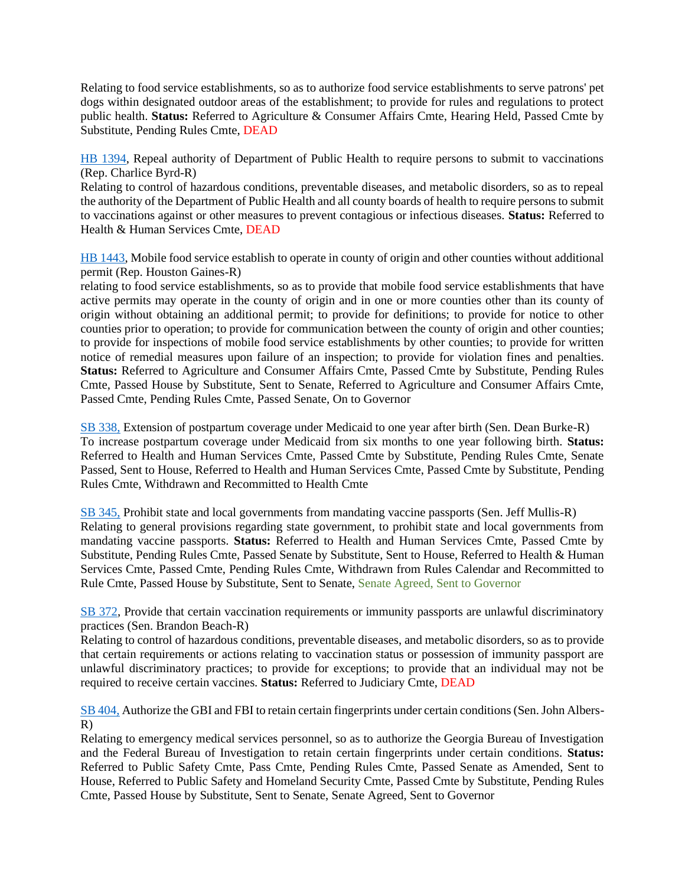Relating to food service establishments, so as to authorize food service establishments to serve patrons' pet dogs within designated outdoor areas of the establishment; to provide for rules and regulations to protect public health. **Status:** Referred to Agriculture & Consumer Affairs Cmte, Hearing Held, Passed Cmte by Substitute, Pending Rules Cmte, DEAD

HB 1394, Repeal authority of Department of Public Health to require persons to submit to vaccinations (Rep. Charlice Byrd-R)
Relating to control of hazardous conditions, preventable diseases, and metabolic disorders, so as to repeal the authority of the Department of Public Health and all county boards of health to require persons to submit to vaccinations against or other measures to prevent contagious or infectious diseases. **Status:** Referred to Health & Human Services Cmte, DEAD

HB 1443, Mobile food service establish to operate in county of origin and other counties without additional permit (Rep. Houston Gaines-R)
relating to food service establishments, so as to provide that mobile food service establishments that have active permits may operate in the county of origin and in one or more counties other than its county of origin without obtaining an additional permit; to provide for definitions; to provide for notice to other counties prior to operation; to provide for communication between the county of origin and other counties; to provide for inspections of mobile food service establishments by other counties; to provide for written notice of remedial measures upon failure of an inspection; to provide for violation fines and penalties. **Status:** Referred to Agriculture and Consumer Affairs Cmte, Passed Cmte by Substitute, Pending Rules Cmte, Passed House by Substitute, Sent to Senate, Referred to Agriculture and Consumer Affairs Cmte, Passed Cmte, Pending Rules Cmte, Passed Senate, On to Governor

SB 338, Extension of postpartum coverage under Medicaid to one year after birth (Sen. Dean Burke-R)
To increase postpartum coverage under Medicaid from six months to one year following birth. **Status:** Referred to Health and Human Services Cmte, Passed Cmte by Substitute, Pending Rules Cmte, Senate Passed, Sent to House, Referred to Health and Human Services Cmte, Passed Cmte by Substitute, Pending Rules Cmte, Withdrawn and Recommitted to Health Cmte

SB 345, Prohibit state and local governments from mandating vaccine passports (Sen. Jeff Mullis-R)
Relating to general provisions regarding state government, to prohibit state and local governments from mandating vaccine passports. **Status:** Referred to Health and Human Services Cmte, Passed Cmte by Substitute, Pending Rules Cmte, Passed Senate by Substitute, Sent to House, Referred to Health & Human Services Cmte, Passed Cmte, Pending Rules Cmte, Withdrawn from Rules Calendar and Recommitted to Rule Cmte, Passed House by Substitute, Sent to Senate, Senate Agreed, Sent to Governor

SB 372, Provide that certain vaccination requirements or immunity passports are unlawful discriminatory practices (Sen. Brandon Beach-R)
Relating to control of hazardous conditions, preventable diseases, and metabolic disorders, so as to provide that certain requirements or actions relating to vaccination status or possession of immunity passport are unlawful discriminatory practices; to provide for exceptions; to provide that an individual may not be required to receive certain vaccines. **Status:** Referred to Judiciary Cmte, DEAD

SB 404, Authorize the GBI and FBI to retain certain fingerprints under certain conditions (Sen. John Albers-R)
Relating to emergency medical services personnel, so as to authorize the Georgia Bureau of Investigation and the Federal Bureau of Investigation to retain certain fingerprints under certain conditions. **Status:** Referred to Public Safety Cmte, Pass Cmte, Pending Rules Cmte, Passed Senate as Amended, Sent to House, Referred to Public Safety and Homeland Security Cmte, Passed Cmte by Substitute, Pending Rules Cmte, Passed House by Substitute, Sent to Senate, Senate Agreed, Sent to Governor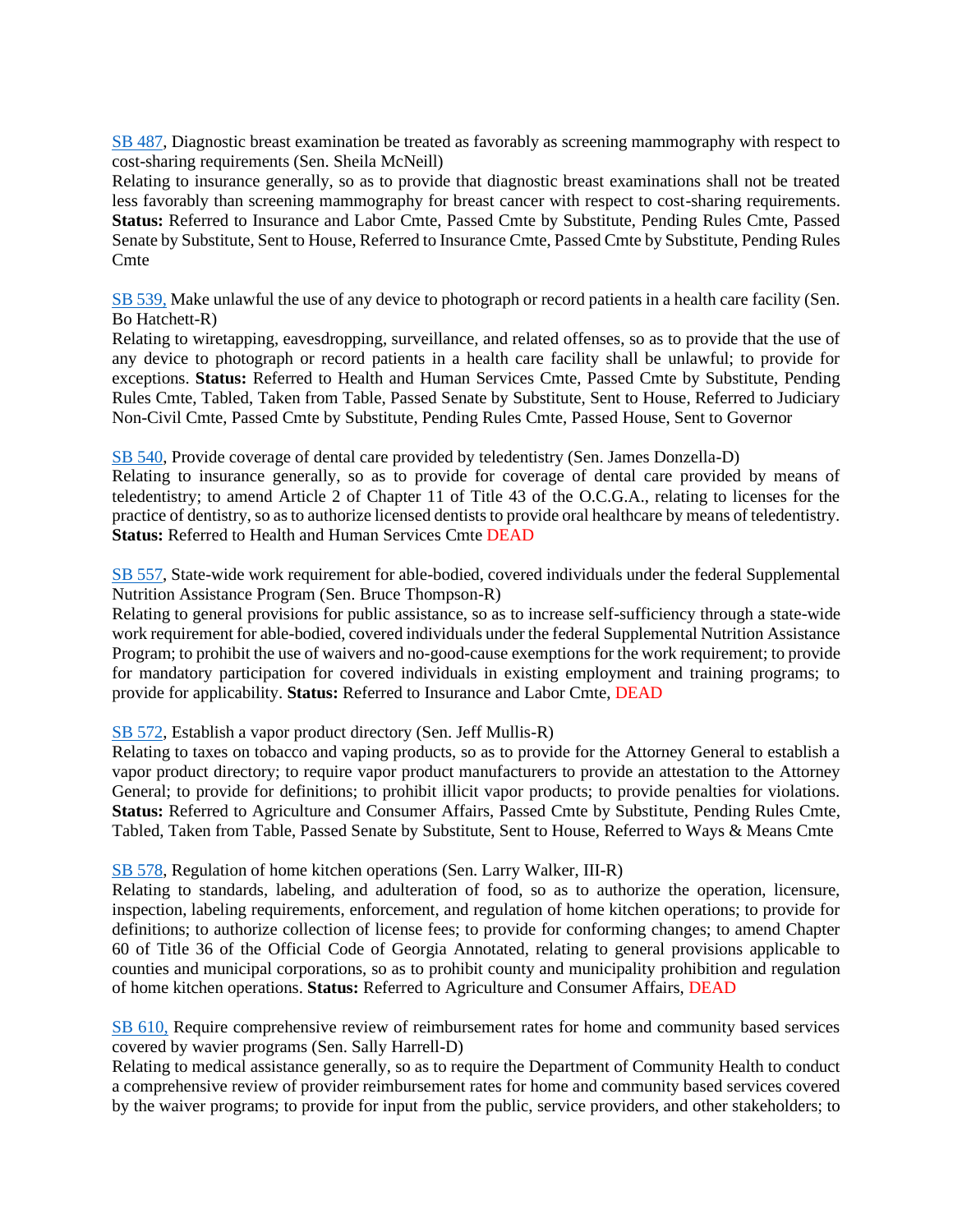SB 487, Diagnostic breast examination be treated as favorably as screening mammography with respect to cost-sharing requirements (Sen. Sheila McNeill)
Relating to insurance generally, so as to provide that diagnostic breast examinations shall not be treated less favorably than screening mammography for breast cancer with respect to cost-sharing requirements. **Status:** Referred to Insurance and Labor Cmte, Passed Cmte by Substitute, Pending Rules Cmte, Passed Senate by Substitute, Sent to House, Referred to Insurance Cmte, Passed Cmte by Substitute, Pending Rules Cmte

SB 539, Make unlawful the use of any device to photograph or record patients in a health care facility (Sen. Bo Hatchett-R)
Relating to wiretapping, eavesdropping, surveillance, and related offenses, so as to provide that the use of any device to photograph or record patients in a health care facility shall be unlawful; to provide for exceptions. **Status:** Referred to Health and Human Services Cmte, Passed Cmte by Substitute, Pending Rules Cmte, Tabled, Taken from Table, Passed Senate by Substitute, Sent to House, Referred to Judiciary Non-Civil Cmte, Passed Cmte by Substitute, Pending Rules Cmte, Passed House, Sent to Governor

SB 540, Provide coverage of dental care provided by teledentistry (Sen. James Donzella-D)
Relating to insurance generally, so as to provide for coverage of dental care provided by means of teledentistry; to amend Article 2 of Chapter 11 of Title 43 of the O.C.G.A., relating to licenses for the practice of dentistry, so as to authorize licensed dentists to provide oral healthcare by means of teledentistry. **Status:** Referred to Health and Human Services Cmte DEAD

SB 557, State-wide work requirement for able-bodied, covered individuals under the federal Supplemental Nutrition Assistance Program (Sen. Bruce Thompson-R)
Relating to general provisions for public assistance, so as to increase self-sufficiency through a state-wide work requirement for able-bodied, covered individuals under the federal Supplemental Nutrition Assistance Program; to prohibit the use of waivers and no-good-cause exemptions for the work requirement; to provide for mandatory participation for covered individuals in existing employment and training programs; to provide for applicability. **Status:** Referred to Insurance and Labor Cmte, DEAD

SB 572, Establish a vapor product directory (Sen. Jeff Mullis-R)
Relating to taxes on tobacco and vaping products, so as to provide for the Attorney General to establish a vapor product directory; to require vapor product manufacturers to provide an attestation to the Attorney General; to provide for definitions; to prohibit illicit vapor products; to provide penalties for violations. **Status:** Referred to Agriculture and Consumer Affairs, Passed Cmte by Substitute, Pending Rules Cmte, Tabled, Taken from Table, Passed Senate by Substitute, Sent to House, Referred to Ways & Means Cmte

SB 578, Regulation of home kitchen operations (Sen. Larry Walker, III-R)
Relating to standards, labeling, and adulteration of food, so as to authorize the operation, licensure, inspection, labeling requirements, enforcement, and regulation of home kitchen operations; to provide for definitions; to authorize collection of license fees; to provide for conforming changes; to amend Chapter 60 of Title 36 of the Official Code of Georgia Annotated, relating to general provisions applicable to counties and municipal corporations, so as to prohibit county and municipality prohibition and regulation of home kitchen operations. **Status:** Referred to Agriculture and Consumer Affairs, DEAD

SB 610, Require comprehensive review of reimbursement rates for home and community based services covered by wavier programs (Sen. Sally Harrell-D)
Relating to medical assistance generally, so as to require the Department of Community Health to conduct a comprehensive review of provider reimbursement rates for home and community based services covered by the waiver programs; to provide for input from the public, service providers, and other stakeholders; to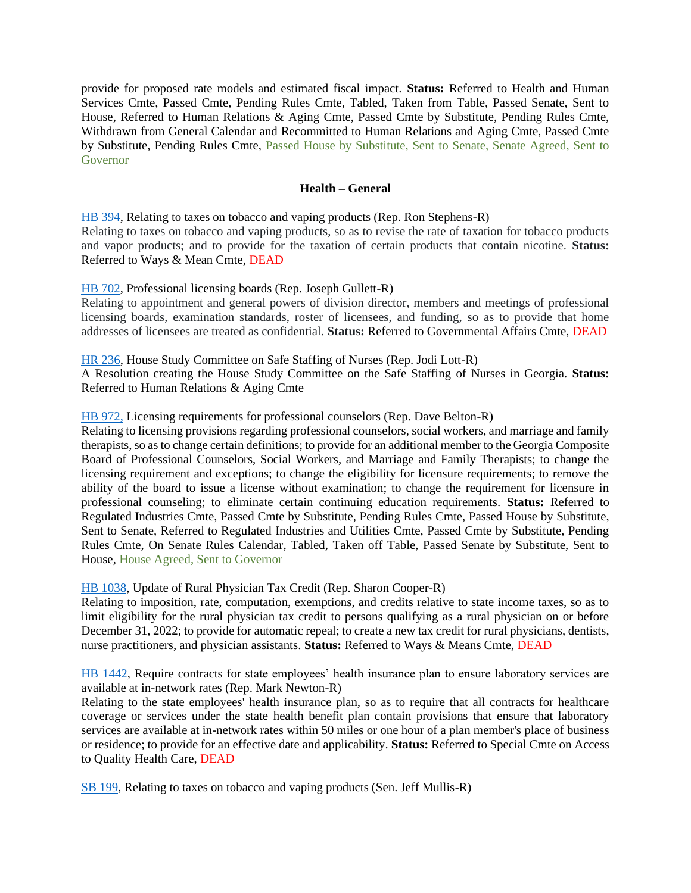provide for proposed rate models and estimated fiscal impact. **Status:** Referred to Health and Human Services Cmte, Passed Cmte, Pending Rules Cmte, Tabled, Taken from Table, Passed Senate, Sent to House, Referred to Human Relations & Aging Cmte, Passed Cmte by Substitute, Pending Rules Cmte, Withdrawn from General Calendar and Recommitted to Human Relations and Aging Cmte, Passed Cmte by Substitute, Pending Rules Cmte, Passed House by Substitute, Sent to Senate, Senate Agreed, Sent to Governor

### Health – General

HB 394, Relating to taxes on tobacco and vaping products (Rep. Ron Stephens-R)
Relating to taxes on tobacco and vaping products, so as to revise the rate of taxation for tobacco products and vapor products; and to provide for the taxation of certain products that contain nicotine. **Status:** Referred to Ways & Mean Cmte, DEAD

HB 702, Professional licensing boards (Rep. Joseph Gullett-R)
Relating to appointment and general powers of division director, members and meetings of professional licensing boards, examination standards, roster of licensees, and funding, so as to provide that home addresses of licensees are treated as confidential. **Status:** Referred to Governmental Affairs Cmte, DEAD

HR 236, House Study Committee on Safe Staffing of Nurses (Rep. Jodi Lott-R)
A Resolution creating the House Study Committee on the Safe Staffing of Nurses in Georgia. **Status:** Referred to Human Relations & Aging Cmte

HB 972, Licensing requirements for professional counselors (Rep. Dave Belton-R)
Relating to licensing provisions regarding professional counselors, social workers, and marriage and family therapists, so as to change certain definitions; to provide for an additional member to the Georgia Composite Board of Professional Counselors, Social Workers, and Marriage and Family Therapists; to change the licensing requirement and exceptions; to change the eligibility for licensure requirements; to remove the ability of the board to issue a license without examination; to change the requirement for licensure in professional counseling; to eliminate certain continuing education requirements. **Status:** Referred to Regulated Industries Cmte, Passed Cmte by Substitute, Pending Rules Cmte, Passed House by Substitute, Sent to Senate, Referred to Regulated Industries and Utilities Cmte, Passed Cmte by Substitute, Pending Rules Cmte, On Senate Rules Calendar, Tabled, Taken off Table, Passed Senate by Substitute, Sent to House, House Agreed, Sent to Governor

HB 1038, Update of Rural Physician Tax Credit (Rep. Sharon Cooper-R)
Relating to imposition, rate, computation, exemptions, and credits relative to state income taxes, so as to limit eligibility for the rural physician tax credit to persons qualifying as a rural physician on or before December 31, 2022; to provide for automatic repeal; to create a new tax credit for rural physicians, dentists, nurse practitioners, and physician assistants. **Status:** Referred to Ways & Means Cmte, DEAD

HB 1442, Require contracts for state employees' health insurance plan to ensure laboratory services are available at in-network rates (Rep. Mark Newton-R)
Relating to the state employees' health insurance plan, so as to require that all contracts for healthcare coverage or services under the state health benefit plan contain provisions that ensure that laboratory services are available at in-network rates within 50 miles or one hour of a plan member's place of business or residence; to provide for an effective date and applicability. **Status:** Referred to Special Cmte on Access to Quality Health Care, DEAD

SB 199, Relating to taxes on tobacco and vaping products (Sen. Jeff Mullis-R)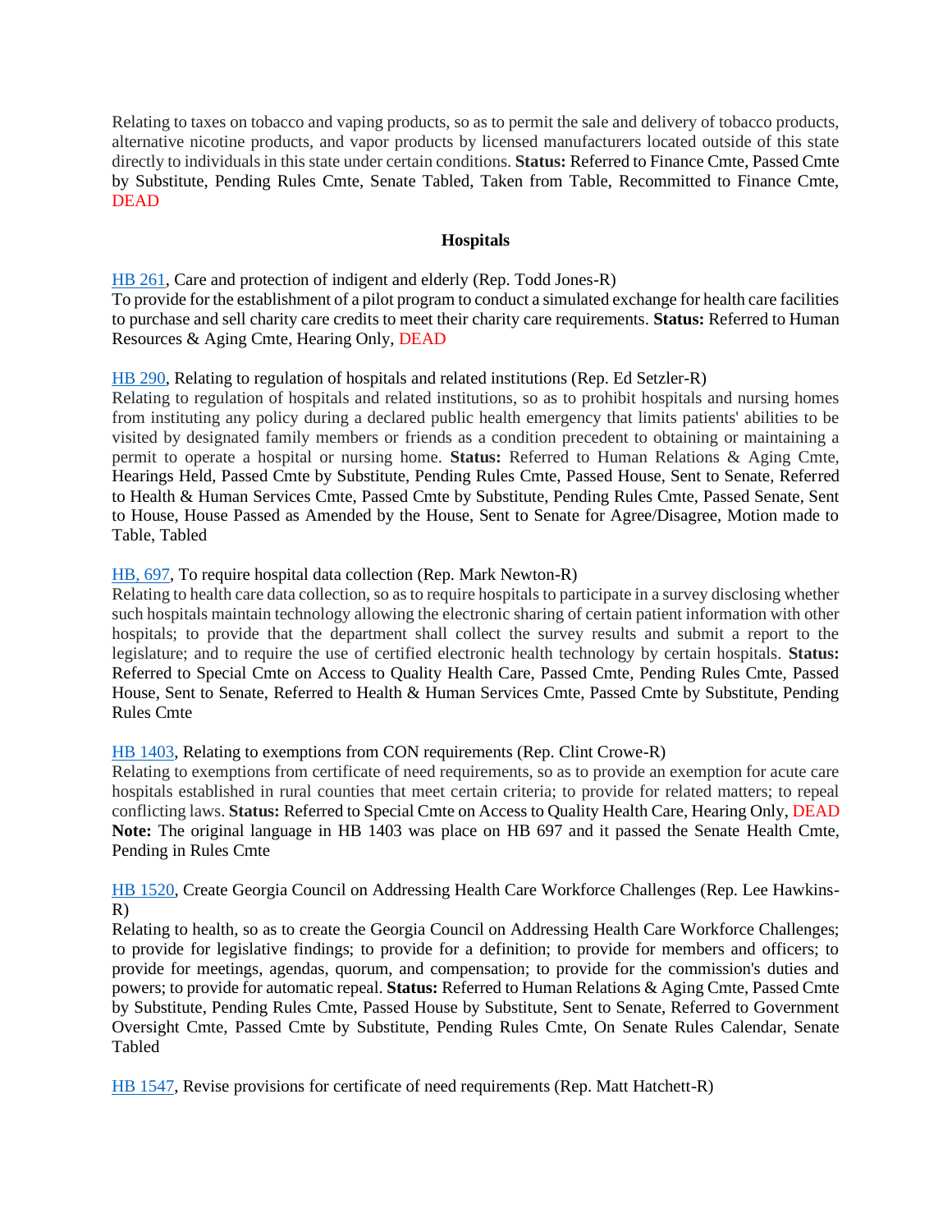Relating to taxes on tobacco and vaping products, so as to permit the sale and delivery of tobacco products, alternative nicotine products, and vapor products by licensed manufacturers located outside of this state directly to individuals in this state under certain conditions. **Status:** Referred to Finance Cmte, Passed Cmte by Substitute, Pending Rules Cmte, Senate Tabled, Taken from Table, Recommitted to Finance Cmte, DEAD

### Hospitals

HB 261, Care and protection of indigent and elderly (Rep. Todd Jones-R)
To provide for the establishment of a pilot program to conduct a simulated exchange for health care facilities to purchase and sell charity care credits to meet their charity care requirements. **Status:** Referred to Human Resources & Aging Cmte, Hearing Only, DEAD

HB 290, Relating to regulation of hospitals and related institutions (Rep. Ed Setzler-R)
Relating to regulation of hospitals and related institutions, so as to prohibit hospitals and nursing homes from instituting any policy during a declared public health emergency that limits patients' abilities to be visited by designated family members or friends as a condition precedent to obtaining or maintaining a permit to operate a hospital or nursing home. **Status:** Referred to Human Relations & Aging Cmte, Hearings Held, Passed Cmte by Substitute, Pending Rules Cmte, Passed House, Sent to Senate, Referred to Health & Human Services Cmte, Passed Cmte by Substitute, Pending Rules Cmte, Passed Senate, Sent to House, House Passed as Amended by the House, Sent to Senate for Agree/Disagree, Motion made to Table, Tabled

HB, 697, To require hospital data collection (Rep. Mark Newton-R)
Relating to health care data collection, so as to require hospitals to participate in a survey disclosing whether such hospitals maintain technology allowing the electronic sharing of certain patient information with other hospitals; to provide that the department shall collect the survey results and submit a report to the legislature; and to require the use of certified electronic health technology by certain hospitals. **Status:** Referred to Special Cmte on Access to Quality Health Care, Passed Cmte, Pending Rules Cmte, Passed House, Sent to Senate, Referred to Health & Human Services Cmte, Passed Cmte by Substitute, Pending Rules Cmte

HB 1403, Relating to exemptions from CON requirements (Rep. Clint Crowe-R)
Relating to exemptions from certificate of need requirements, so as to provide an exemption for acute care hospitals established in rural counties that meet certain criteria; to provide for related matters; to repeal conflicting laws. **Status:** Referred to Special Cmte on Access to Quality Health Care, Hearing Only, DEAD
**Note:** The original language in HB 1403 was place on HB 697 and it passed the Senate Health Cmte, Pending in Rules Cmte

HB 1520, Create Georgia Council on Addressing Health Care Workforce Challenges (Rep. Lee Hawkins-R)
Relating to health, so as to create the Georgia Council on Addressing Health Care Workforce Challenges; to provide for legislative findings; to provide for a definition; to provide for members and officers; to provide for meetings, agendas, quorum, and compensation; to provide for the commission's duties and powers; to provide for automatic repeal. **Status:** Referred to Human Relations & Aging Cmte, Passed Cmte by Substitute, Pending Rules Cmte, Passed House by Substitute, Sent to Senate, Referred to Government Oversight Cmte, Passed Cmte by Substitute, Pending Rules Cmte, On Senate Rules Calendar, Senate Tabled

HB 1547, Revise provisions for certificate of need requirements (Rep. Matt Hatchett-R)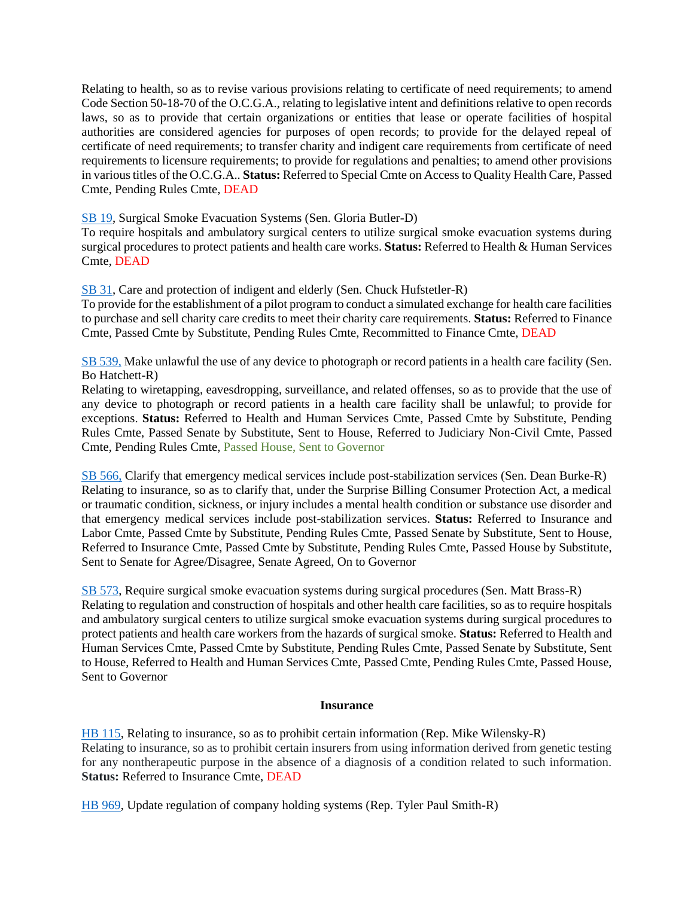Relating to health, so as to revise various provisions relating to certificate of need requirements; to amend Code Section 50-18-70 of the O.C.G.A., relating to legislative intent and definitions relative to open records laws, so as to provide that certain organizations or entities that lease or operate facilities of hospital authorities are considered agencies for purposes of open records; to provide for the delayed repeal of certificate of need requirements; to transfer charity and indigent care requirements from certificate of need requirements to licensure requirements; to provide for regulations and penalties; to amend other provisions in various titles of the O.C.G.A.. **Status:** Referred to Special Cmte on Access to Quality Health Care, Passed Cmte, Pending Rules Cmte, DEAD

SB 19, Surgical Smoke Evacuation Systems (Sen. Gloria Butler-D)
To require hospitals and ambulatory surgical centers to utilize surgical smoke evacuation systems during surgical procedures to protect patients and health care works. **Status:** Referred to Health & Human Services Cmte, DEAD

SB 31, Care and protection of indigent and elderly (Sen. Chuck Hufstetler-R)
To provide for the establishment of a pilot program to conduct a simulated exchange for health care facilities to purchase and sell charity care credits to meet their charity care requirements. **Status:** Referred to Finance Cmte, Passed Cmte by Substitute, Pending Rules Cmte, Recommitted to Finance Cmte, DEAD

SB 539, Make unlawful the use of any device to photograph or record patients in a health care facility (Sen. Bo Hatchett-R)
Relating to wiretapping, eavesdropping, surveillance, and related offenses, so as to provide that the use of any device to photograph or record patients in a health care facility shall be unlawful; to provide for exceptions. **Status:** Referred to Health and Human Services Cmte, Passed Cmte by Substitute, Pending Rules Cmte, Passed Senate by Substitute, Sent to House, Referred to Judiciary Non-Civil Cmte, Passed Cmte, Pending Rules Cmte, Passed House, Sent to Governor

SB 566, Clarify that emergency medical services include post-stabilization services (Sen. Dean Burke-R)
Relating to insurance, so as to clarify that, under the Surprise Billing Consumer Protection Act, a medical or traumatic condition, sickness, or injury includes a mental health condition or substance use disorder and that emergency medical services include post-stabilization services. **Status:** Referred to Insurance and Labor Cmte, Passed Cmte by Substitute, Pending Rules Cmte, Passed Senate by Substitute, Sent to House, Referred to Insurance Cmte, Passed Cmte by Substitute, Pending Rules Cmte, Passed House by Substitute, Sent to Senate for Agree/Disagree, Senate Agreed, On to Governor

SB 573, Require surgical smoke evacuation systems during surgical procedures (Sen. Matt Brass-R)
Relating to regulation and construction of hospitals and other health care facilities, so as to require hospitals and ambulatory surgical centers to utilize surgical smoke evacuation systems during surgical procedures to protect patients and health care workers from the hazards of surgical smoke. **Status:** Referred to Health and Human Services Cmte, Passed Cmte by Substitute, Pending Rules Cmte, Passed Senate by Substitute, Sent to House, Referred to Health and Human Services Cmte, Passed Cmte, Pending Rules Cmte, Passed House, Sent to Governor

**Insurance**

HB 115, Relating to insurance, so as to prohibit certain information (Rep. Mike Wilensky-R)
Relating to insurance, so as to prohibit certain insurers from using information derived from genetic testing for any nontherapeutic purpose in the absence of a diagnosis of a condition related to such information. **Status:** Referred to Insurance Cmte, DEAD

HB 969, Update regulation of company holding systems (Rep. Tyler Paul Smith-R)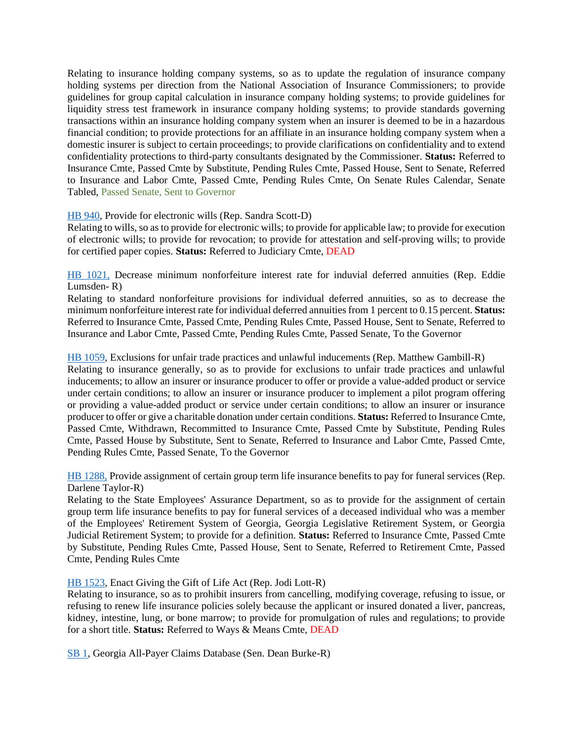Relating to insurance holding company systems, so as to update the regulation of insurance company holding systems per direction from the National Association of Insurance Commissioners; to provide guidelines for group capital calculation in insurance company holding systems; to provide guidelines for liquidity stress test framework in insurance company holding systems; to provide standards governing transactions within an insurance holding company system when an insurer is deemed to be in a hazardous financial condition; to provide protections for an affiliate in an insurance holding company system when a domestic insurer is subject to certain proceedings; to provide clarifications on confidentiality and to extend confidentiality protections to third-party consultants designated by the Commissioner. **Status:** Referred to Insurance Cmte, Passed Cmte by Substitute, Pending Rules Cmte, Passed House, Sent to Senate, Referred to Insurance and Labor Cmte, Passed Cmte, Pending Rules Cmte, On Senate Rules Calendar, Senate Tabled, Passed Senate, Sent to Governor

HB 940, Provide for electronic wills (Rep. Sandra Scott-D)
Relating to wills, so as to provide for electronic wills; to provide for applicable law; to provide for execution of electronic wills; to provide for revocation; to provide for attestation and self-proving wills; to provide for certified paper copies. **Status:** Referred to Judiciary Cmte, DEAD

HB 1021, Decrease minimum nonforfeiture interest rate for induvial deferred annuities (Rep. Eddie Lumsden- R)
Relating to standard nonforfeiture provisions for individual deferred annuities, so as to decrease the minimum nonforfeiture interest rate for individual deferred annuities from 1 percent to 0.15 percent. **Status:** Referred to Insurance Cmte, Passed Cmte, Pending Rules Cmte, Passed House, Sent to Senate, Referred to Insurance and Labor Cmte, Passed Cmte, Pending Rules Cmte, Passed Senate, To the Governor

HB 1059, Exclusions for unfair trade practices and unlawful inducements (Rep. Matthew Gambill-R)
Relating to insurance generally, so as to provide for exclusions to unfair trade practices and unlawful inducements; to allow an insurer or insurance producer to offer or provide a value-added product or service under certain conditions; to allow an insurer or insurance producer to implement a pilot program offering or providing a value-added product or service under certain conditions; to allow an insurer or insurance producer to offer or give a charitable donation under certain conditions. **Status:** Referred to Insurance Cmte, Passed Cmte, Withdrawn, Recommitted to Insurance Cmte, Passed Cmte by Substitute, Pending Rules Cmte, Passed House by Substitute, Sent to Senate, Referred to Insurance and Labor Cmte, Passed Cmte, Pending Rules Cmte, Passed Senate, To the Governor

HB 1288, Provide assignment of certain group term life insurance benefits to pay for funeral services (Rep. Darlene Taylor-R)
Relating to the State Employees' Assurance Department, so as to provide for the assignment of certain group term life insurance benefits to pay for funeral services of a deceased individual who was a member of the Employees' Retirement System of Georgia, Georgia Legislative Retirement System, or Georgia Judicial Retirement System; to provide for a definition. **Status:** Referred to Insurance Cmte, Passed Cmte by Substitute, Pending Rules Cmte, Passed House, Sent to Senate, Referred to Retirement Cmte, Passed Cmte, Pending Rules Cmte

HB 1523, Enact Giving the Gift of Life Act (Rep. Jodi Lott-R)
Relating to insurance, so as to prohibit insurers from cancelling, modifying coverage, refusing to issue, or refusing to renew life insurance policies solely because the applicant or insured donated a liver, pancreas, kidney, intestine, lung, or bone marrow; to provide for promulgation of rules and regulations; to provide for a short title. **Status:** Referred to Ways & Means Cmte, DEAD

SB 1, Georgia All-Payer Claims Database (Sen. Dean Burke-R)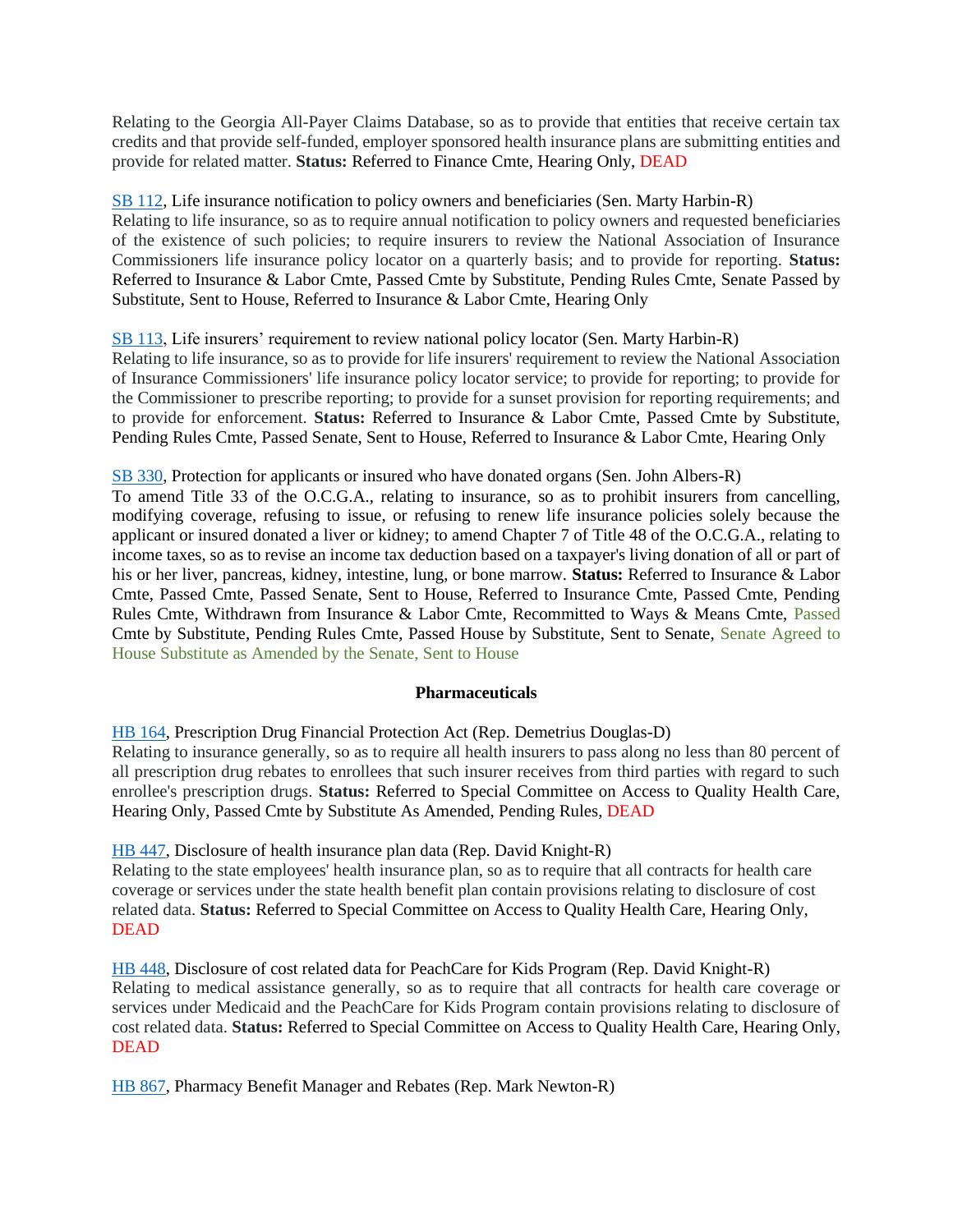Relating to the Georgia All-Payer Claims Database, so as to provide that entities that receive certain tax credits and that provide self-funded, employer sponsored health insurance plans are submitting entities and provide for related matter. **Status:** Referred to Finance Cmte, Hearing Only, DEAD

SB 112, Life insurance notification to policy owners and beneficiaries (Sen. Marty Harbin-R)
Relating to life insurance, so as to require annual notification to policy owners and requested beneficiaries of the existence of such policies; to require insurers to review the National Association of Insurance Commissioners life insurance policy locator on a quarterly basis; and to provide for reporting. **Status:** Referred to Insurance & Labor Cmte, Passed Cmte by Substitute, Pending Rules Cmte, Senate Passed by Substitute, Sent to House, Referred to Insurance & Labor Cmte, Hearing Only

SB 113, Life insurers' requirement to review national policy locator (Sen. Marty Harbin-R)
Relating to life insurance, so as to provide for life insurers' requirement to review the National Association of Insurance Commissioners' life insurance policy locator service; to provide for reporting; to provide for the Commissioner to prescribe reporting; to provide for a sunset provision for reporting requirements; and to provide for enforcement. **Status:** Referred to Insurance & Labor Cmte, Passed Cmte by Substitute, Pending Rules Cmte, Passed Senate, Sent to House, Referred to Insurance & Labor Cmte, Hearing Only

SB 330, Protection for applicants or insured who have donated organs (Sen. John Albers-R)
To amend Title 33 of the O.C.G.A., relating to insurance, so as to prohibit insurers from cancelling, modifying coverage, refusing to issue, or refusing to renew life insurance policies solely because the applicant or insured donated a liver or kidney; to amend Chapter 7 of Title 48 of the O.C.G.A., relating to income taxes, so as to revise an income tax deduction based on a taxpayer's living donation of all or part of his or her liver, pancreas, kidney, intestine, lung, or bone marrow. **Status:** Referred to Insurance & Labor Cmte, Passed Cmte, Passed Senate, Sent to House, Referred to Insurance Cmte, Passed Cmte, Pending Rules Cmte, Withdrawn from Insurance & Labor Cmte, Recommitted to Ways & Means Cmte, Passed Cmte by Substitute, Pending Rules Cmte, Passed House by Substitute, Sent to Senate, Senate Agreed to House Substitute as Amended by the Senate, Sent to House

### Pharmaceuticals

HB 164, Prescription Drug Financial Protection Act (Rep. Demetrius Douglas-D)
Relating to insurance generally, so as to require all health insurers to pass along no less than 80 percent of all prescription drug rebates to enrollees that such insurer receives from third parties with regard to such enrollee's prescription drugs. **Status:** Referred to Special Committee on Access to Quality Health Care, Hearing Only, Passed Cmte by Substitute As Amended, Pending Rules, DEAD

HB 447, Disclosure of health insurance plan data (Rep. David Knight-R)
Relating to the state employees' health insurance plan, so as to require that all contracts for health care coverage or services under the state health benefit plan contain provisions relating to disclosure of cost related data. **Status:** Referred to Special Committee on Access to Quality Health Care, Hearing Only, DEAD

HB 448, Disclosure of cost related data for PeachCare for Kids Program (Rep. David Knight-R)
Relating to medical assistance generally, so as to require that all contracts for health care coverage or services under Medicaid and the PeachCare for Kids Program contain provisions relating to disclosure of cost related data. **Status:** Referred to Special Committee on Access to Quality Health Care, Hearing Only, DEAD

HB 867, Pharmacy Benefit Manager and Rebates (Rep. Mark Newton-R)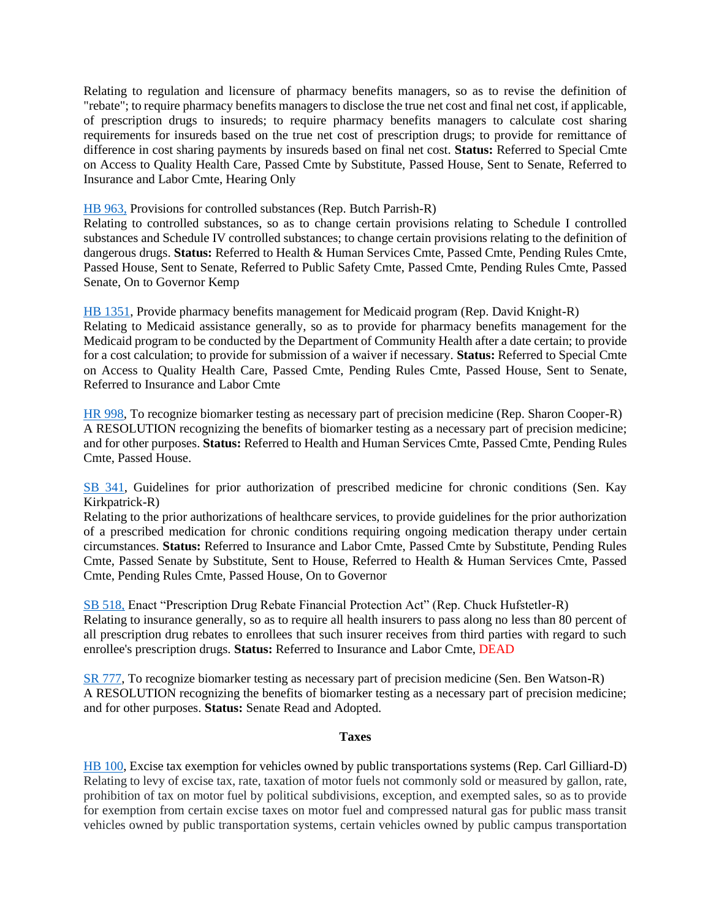Relating to regulation and licensure of pharmacy benefits managers, so as to revise the definition of "rebate"; to require pharmacy benefits managers to disclose the true net cost and final net cost, if applicable, of prescription drugs to insureds; to require pharmacy benefits managers to calculate cost sharing requirements for insureds based on the true net cost of prescription drugs; to provide for remittance of difference in cost sharing payments by insureds based on final net cost. **Status:** Referred to Special Cmte on Access to Quality Health Care, Passed Cmte by Substitute, Passed House, Sent to Senate, Referred to Insurance and Labor Cmte, Hearing Only

HB 963, Provisions for controlled substances (Rep. Butch Parrish-R)
Relating to controlled substances, so as to change certain provisions relating to Schedule I controlled substances and Schedule IV controlled substances; to change certain provisions relating to the definition of dangerous drugs. **Status:** Referred to Health & Human Services Cmte, Passed Cmte, Pending Rules Cmte, Passed House, Sent to Senate, Referred to Public Safety Cmte, Passed Cmte, Pending Rules Cmte, Passed Senate, On to Governor Kemp

HB 1351, Provide pharmacy benefits management for Medicaid program (Rep. David Knight-R)
Relating to Medicaid assistance generally, so as to provide for pharmacy benefits management for the Medicaid program to be conducted by the Department of Community Health after a date certain; to provide for a cost calculation; to provide for submission of a waiver if necessary. **Status:** Referred to Special Cmte on Access to Quality Health Care, Passed Cmte, Pending Rules Cmte, Passed House, Sent to Senate, Referred to Insurance and Labor Cmte

HR 998, To recognize biomarker testing as necessary part of precision medicine (Rep. Sharon Cooper-R)
A RESOLUTION recognizing the benefits of biomarker testing as a necessary part of precision medicine; and for other purposes. **Status:** Referred to Health and Human Services Cmte, Passed Cmte, Pending Rules Cmte, Passed House.

SB 341, Guidelines for prior authorization of prescribed medicine for chronic conditions (Sen. Kay Kirkpatrick-R)
Relating to the prior authorizations of healthcare services, to provide guidelines for the prior authorization of a prescribed medication for chronic conditions requiring ongoing medication therapy under certain circumstances. **Status:** Referred to Insurance and Labor Cmte, Passed Cmte by Substitute, Pending Rules Cmte, Passed Senate by Substitute, Sent to House, Referred to Health & Human Services Cmte, Passed Cmte, Pending Rules Cmte, Passed House, On to Governor

SB 518, Enact "Prescription Drug Rebate Financial Protection Act" (Rep. Chuck Hufstetler-R)
Relating to insurance generally, so as to require all health insurers to pass along no less than 80 percent of all prescription drug rebates to enrollees that such insurer receives from third parties with regard to such enrollee's prescription drugs. **Status:** Referred to Insurance and Labor Cmte, DEAD

SR 777, To recognize biomarker testing as necessary part of precision medicine (Sen. Ben Watson-R)
A RESOLUTION recognizing the benefits of biomarker testing as a necessary part of precision medicine; and for other purposes. **Status:** Senate Read and Adopted.

### Taxes

HB 100, Excise tax exemption for vehicles owned by public transportations systems (Rep. Carl Gilliard-D)
Relating to levy of excise tax, rate, taxation of motor fuels not commonly sold or measured by gallon, rate, prohibition of tax on motor fuel by political subdivisions, exception, and exempted sales, so as to provide for exemption from certain excise taxes on motor fuel and compressed natural gas for public mass transit vehicles owned by public transportation systems, certain vehicles owned by public campus transportation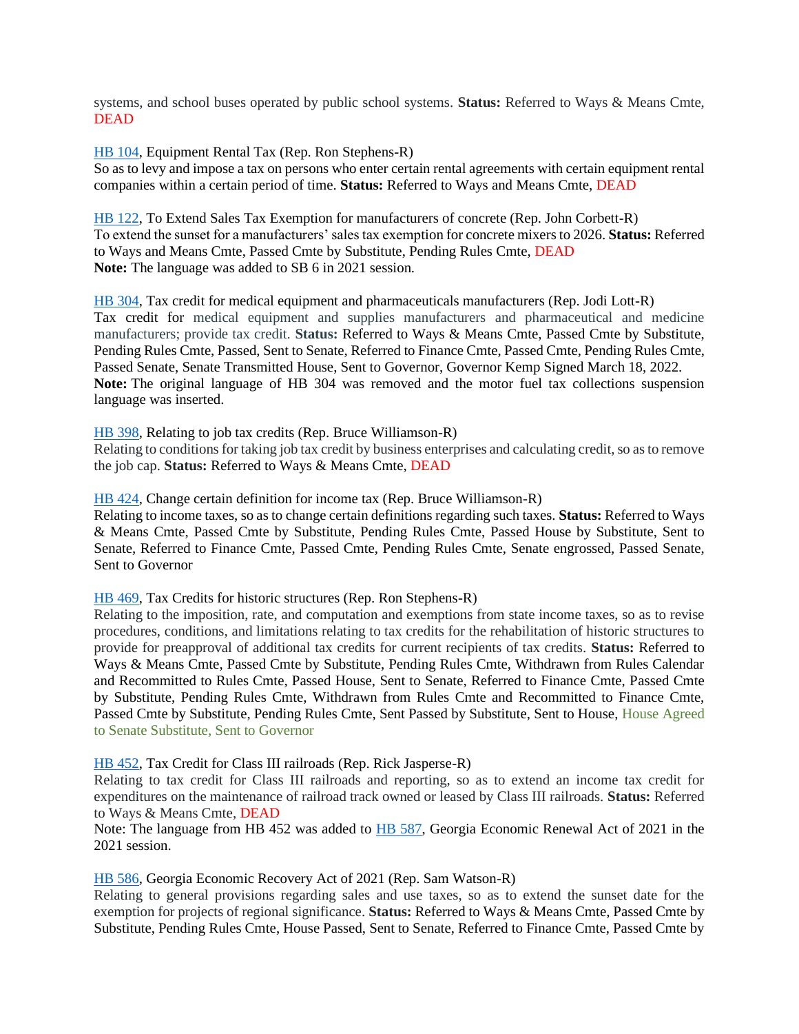systems, and school buses operated by public school systems. **Status:** Referred to Ways & Means Cmte, DEAD

HB 104, Equipment Rental Tax (Rep. Ron Stephens-R)
So as to levy and impose a tax on persons who enter certain rental agreements with certain equipment rental companies within a certain period of time. **Status:** Referred to Ways and Means Cmte, DEAD

HB 122, To Extend Sales Tax Exemption for manufacturers of concrete (Rep. John Corbett-R)
To extend the sunset for a manufacturers' sales tax exemption for concrete mixers to 2026. **Status:** Referred to Ways and Means Cmte, Passed Cmte by Substitute, Pending Rules Cmte, DEAD
**Note:** The language was added to SB 6 in 2021 session.

HB 304, Tax credit for medical equipment and pharmaceuticals manufacturers (Rep. Jodi Lott-R)
Tax credit for medical equipment and supplies manufacturers and pharmaceutical and medicine manufacturers; provide tax credit. **Status:** Referred to Ways & Means Cmte, Passed Cmte by Substitute, Pending Rules Cmte, Passed, Sent to Senate, Referred to Finance Cmte, Passed Cmte, Pending Rules Cmte, Passed Senate, Senate Transmitted House, Sent to Governor, Governor Kemp Signed March 18, 2022.
**Note:** The original language of HB 304 was removed and the motor fuel tax collections suspension language was inserted.

HB 398, Relating to job tax credits (Rep. Bruce Williamson-R)
Relating to conditions for taking job tax credit by business enterprises and calculating credit, so as to remove the job cap. **Status:** Referred to Ways & Means Cmte, DEAD

HB 424, Change certain definition for income tax (Rep. Bruce Williamson-R)
Relating to income taxes, so as to change certain definitions regarding such taxes. **Status:** Referred to Ways & Means Cmte, Passed Cmte by Substitute, Pending Rules Cmte, Passed House by Substitute, Sent to Senate, Referred to Finance Cmte, Passed Cmte, Pending Rules Cmte, Senate engrossed, Passed Senate, Sent to Governor

HB 469, Tax Credits for historic structures (Rep. Ron Stephens-R)
Relating to the imposition, rate, and computation and exemptions from state income taxes, so as to revise procedures, conditions, and limitations relating to tax credits for the rehabilitation of historic structures to provide for preapproval of additional tax credits for current recipients of tax credits. **Status:** Referred to Ways & Means Cmte, Passed Cmte by Substitute, Pending Rules Cmte, Withdrawn from Rules Calendar and Recommitted to Rules Cmte, Passed House, Sent to Senate, Referred to Finance Cmte, Passed Cmte by Substitute, Pending Rules Cmte, Withdrawn from Rules Cmte and Recommitted to Finance Cmte, Passed Cmte by Substitute, Pending Rules Cmte, Sent Passed by Substitute, Sent to House, House Agreed to Senate Substitute, Sent to Governor

HB 452, Tax Credit for Class III railroads (Rep. Rick Jasperse-R)
Relating to tax credit for Class III railroads and reporting, so as to extend an income tax credit for expenditures on the maintenance of railroad track owned or leased by Class III railroads. **Status:** Referred to Ways & Means Cmte, DEAD
Note: The language from HB 452 was added to HB 587, Georgia Economic Renewal Act of 2021 in the 2021 session.

HB 586, Georgia Economic Recovery Act of 2021 (Rep. Sam Watson-R)
Relating to general provisions regarding sales and use taxes, so as to extend the sunset date for the exemption for projects of regional significance. **Status:** Referred to Ways & Means Cmte, Passed Cmte by Substitute, Pending Rules Cmte, House Passed, Sent to Senate, Referred to Finance Cmte, Passed Cmte by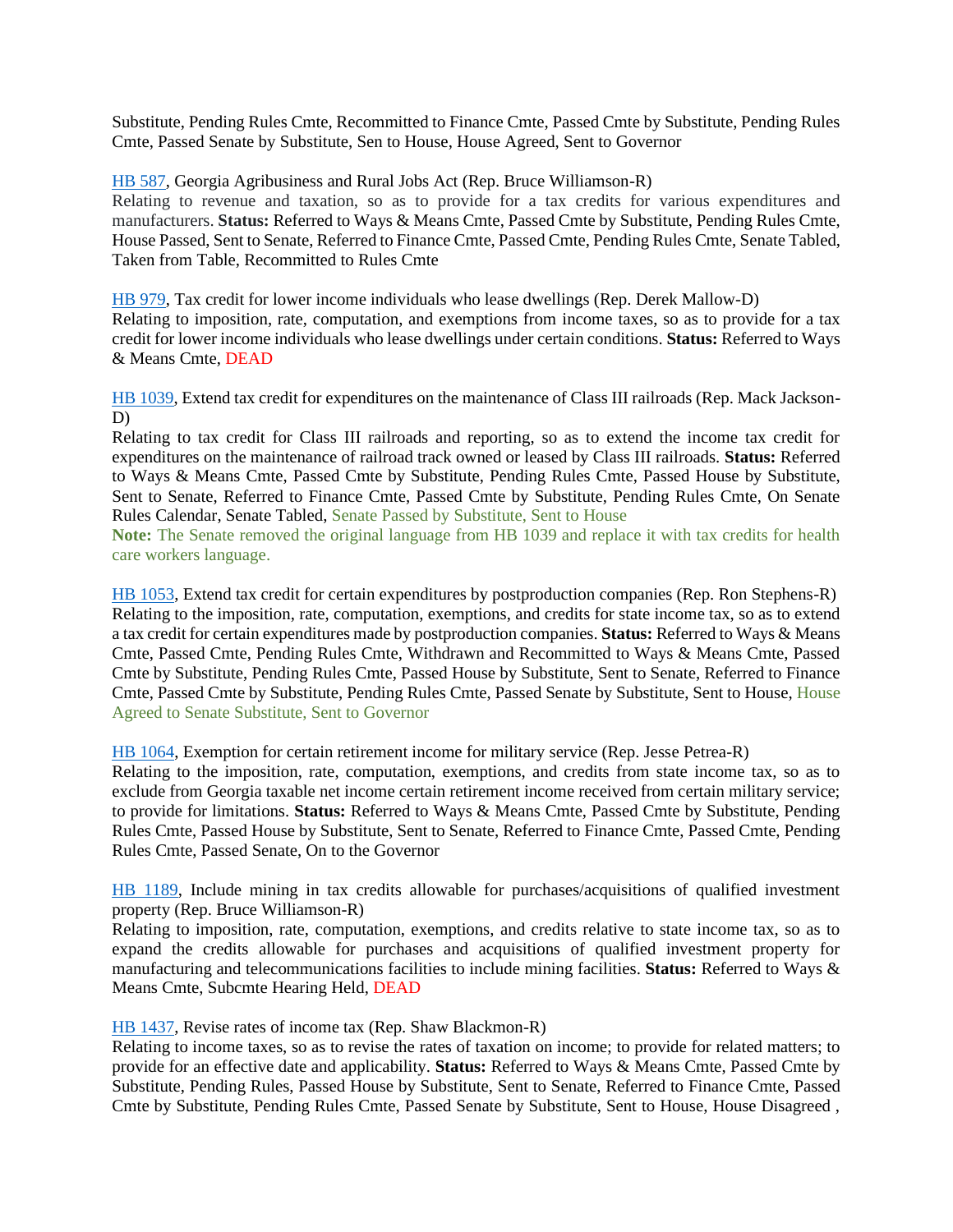Substitute, Pending Rules Cmte, Recommitted to Finance Cmte, Passed Cmte by Substitute, Pending Rules Cmte, Passed Senate by Substitute, Sen to House, House Agreed, Sent to Governor

HB 587, Georgia Agribusiness and Rural Jobs Act (Rep. Bruce Williamson-R)
Relating to revenue and taxation, so as to provide for a tax credits for various expenditures and manufacturers. **Status:** Referred to Ways & Means Cmte, Passed Cmte by Substitute, Pending Rules Cmte, House Passed, Sent to Senate, Referred to Finance Cmte, Passed Cmte, Pending Rules Cmte, Senate Tabled, Taken from Table, Recommitted to Rules Cmte

HB 979, Tax credit for lower income individuals who lease dwellings (Rep. Derek Mallow-D)
Relating to imposition, rate, computation, and exemptions from income taxes, so as to provide for a tax credit for lower income individuals who lease dwellings under certain conditions. **Status:** Referred to Ways & Means Cmte, DEAD

HB 1039, Extend tax credit for expenditures on the maintenance of Class III railroads (Rep. Mack Jackson-D)
Relating to tax credit for Class III railroads and reporting, so as to extend the income tax credit for expenditures on the maintenance of railroad track owned or leased by Class III railroads. **Status:** Referred to Ways & Means Cmte, Passed Cmte by Substitute, Pending Rules Cmte, Passed House by Substitute, Sent to Senate, Referred to Finance Cmte, Passed Cmte by Substitute, Pending Rules Cmte, On Senate Rules Calendar, Senate Tabled, Senate Passed by Substitute, Sent to House
**Note:** The Senate removed the original language from HB 1039 and replace it with tax credits for health care workers language.

HB 1053, Extend tax credit for certain expenditures by postproduction companies (Rep. Ron Stephens-R)
Relating to the imposition, rate, computation, exemptions, and credits for state income tax, so as to extend a tax credit for certain expenditures made by postproduction companies. **Status:** Referred to Ways & Means Cmte, Passed Cmte, Pending Rules Cmte, Withdrawn and Recommitted to Ways & Means Cmte, Passed Cmte by Substitute, Pending Rules Cmte, Passed House by Substitute, Sent to Senate, Referred to Finance Cmte, Passed Cmte by Substitute, Pending Rules Cmte, Passed Senate by Substitute, Sent to House, House Agreed to Senate Substitute, Sent to Governor

HB 1064, Exemption for certain retirement income for military service (Rep. Jesse Petrea-R)
Relating to the imposition, rate, computation, exemptions, and credits from state income tax, so as to exclude from Georgia taxable net income certain retirement income received from certain military service; to provide for limitations. **Status:** Referred to Ways & Means Cmte, Passed Cmte by Substitute, Pending Rules Cmte, Passed House by Substitute, Sent to Senate, Referred to Finance Cmte, Passed Cmte, Pending Rules Cmte, Passed Senate, On to the Governor

HB 1189, Include mining in tax credits allowable for purchases/acquisitions of qualified investment property (Rep. Bruce Williamson-R)
Relating to imposition, rate, computation, exemptions, and credits relative to state income tax, so as to expand the credits allowable for purchases and acquisitions of qualified investment property for manufacturing and telecommunications facilities to include mining facilities. **Status:** Referred to Ways & Means Cmte, Subcmte Hearing Held, DEAD

HB 1437, Revise rates of income tax (Rep. Shaw Blackmon-R)
Relating to income taxes, so as to revise the rates of taxation on income; to provide for related matters; to provide for an effective date and applicability. **Status:** Referred to Ways & Means Cmte, Passed Cmte by Substitute, Pending Rules, Passed House by Substitute, Sent to Senate, Referred to Finance Cmte, Passed Cmte by Substitute, Pending Rules Cmte, Passed Senate by Substitute, Sent to House, House Disagreed ,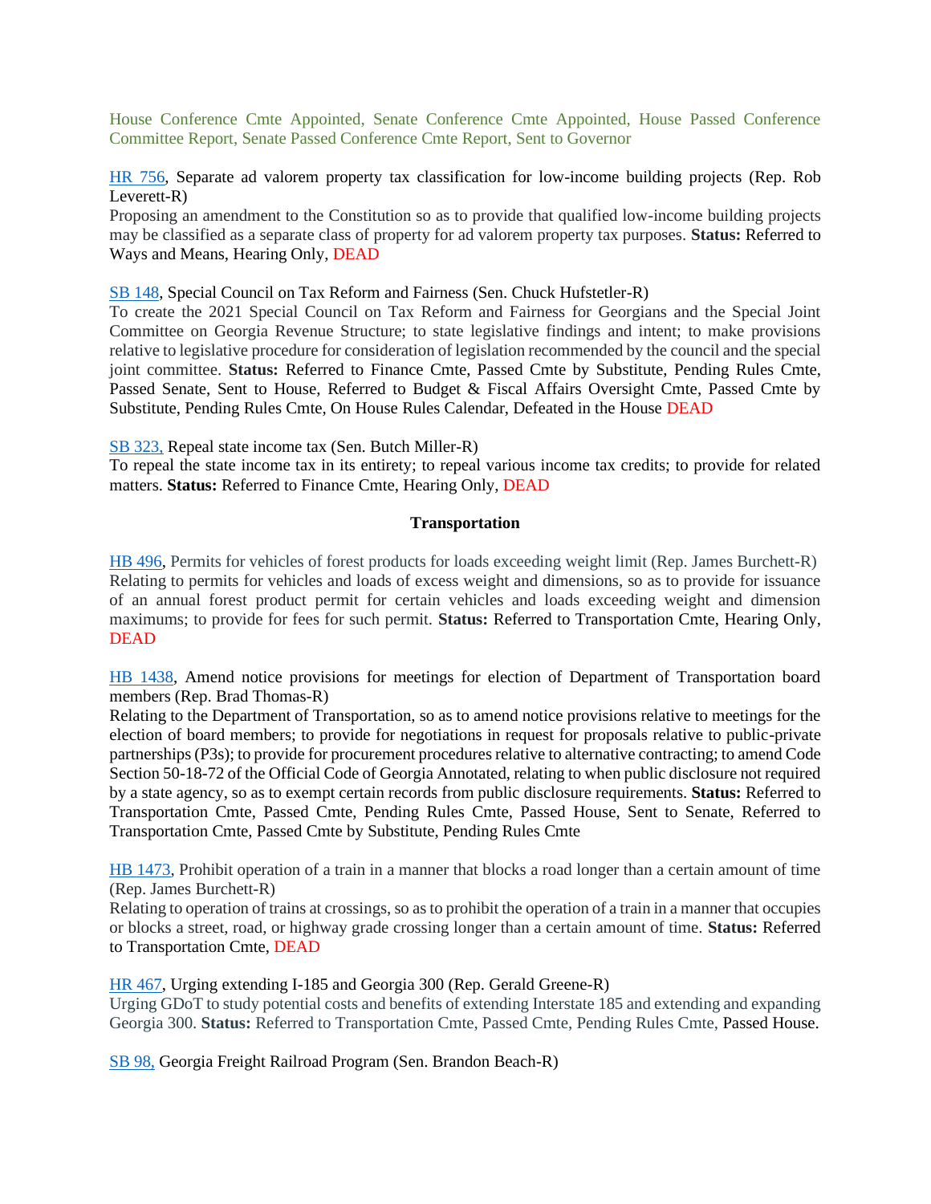House Conference Cmte Appointed, Senate Conference Cmte Appointed, House Passed Conference Committee Report, Senate Passed Conference Cmte Report, Sent to Governor

HR 756, Separate ad valorem property tax classification for low-income building projects (Rep. Rob Leverett-R)
Proposing an amendment to the Constitution so as to provide that qualified low-income building projects may be classified as a separate class of property for ad valorem property tax purposes. **Status:** Referred to Ways and Means, Hearing Only, DEAD

SB 148, Special Council on Tax Reform and Fairness (Sen. Chuck Hufstetler-R)
To create the 2021 Special Council on Tax Reform and Fairness for Georgians and the Special Joint Committee on Georgia Revenue Structure; to state legislative findings and intent; to make provisions relative to legislative procedure for consideration of legislation recommended by the council and the special joint committee. **Status:** Referred to Finance Cmte, Passed Cmte by Substitute, Pending Rules Cmte, Passed Senate, Sent to House, Referred to Budget & Fiscal Affairs Oversight Cmte, Passed Cmte by Substitute, Pending Rules Cmte, On House Rules Calendar, Defeated in the House DEAD

SB 323, Repeal state income tax (Sen. Butch Miller-R)
To repeal the state income tax in its entirety; to repeal various income tax credits; to provide for related matters. **Status:** Referred to Finance Cmte, Hearing Only, DEAD

**Transportation**

HB 496, Permits for vehicles of forest products for loads exceeding weight limit (Rep. James Burchett-R)
Relating to permits for vehicles and loads of excess weight and dimensions, so as to provide for issuance of an annual forest product permit for certain vehicles and loads exceeding weight and dimension maximums; to provide for fees for such permit. **Status:** Referred to Transportation Cmte, Hearing Only, DEAD

HB 1438, Amend notice provisions for meetings for election of Department of Transportation board members (Rep. Brad Thomas-R)
Relating to the Department of Transportation, so as to amend notice provisions relative to meetings for the election of board members; to provide for negotiations in request for proposals relative to public-private partnerships (P3s); to provide for procurement procedures relative to alternative contracting; to amend Code Section 50-18-72 of the Official Code of Georgia Annotated, relating to when public disclosure not required by a state agency, so as to exempt certain records from public disclosure requirements. **Status:** Referred to Transportation Cmte, Passed Cmte, Pending Rules Cmte, Passed House, Sent to Senate, Referred to Transportation Cmte, Passed Cmte by Substitute, Pending Rules Cmte

HB 1473, Prohibit operation of a train in a manner that blocks a road longer than a certain amount of time (Rep. James Burchett-R)
Relating to operation of trains at crossings, so as to prohibit the operation of a train in a manner that occupies or blocks a street, road, or highway grade crossing longer than a certain amount of time. **Status:** Referred to Transportation Cmte, DEAD

HR 467, Urging extending I-185 and Georgia 300 (Rep. Gerald Greene-R)
Urging GDoT to study potential costs and benefits of extending Interstate 185 and extending and expanding Georgia 300. **Status:** Referred to Transportation Cmte, Passed Cmte, Pending Rules Cmte, Passed House.

SB 98, Georgia Freight Railroad Program (Sen. Brandon Beach-R)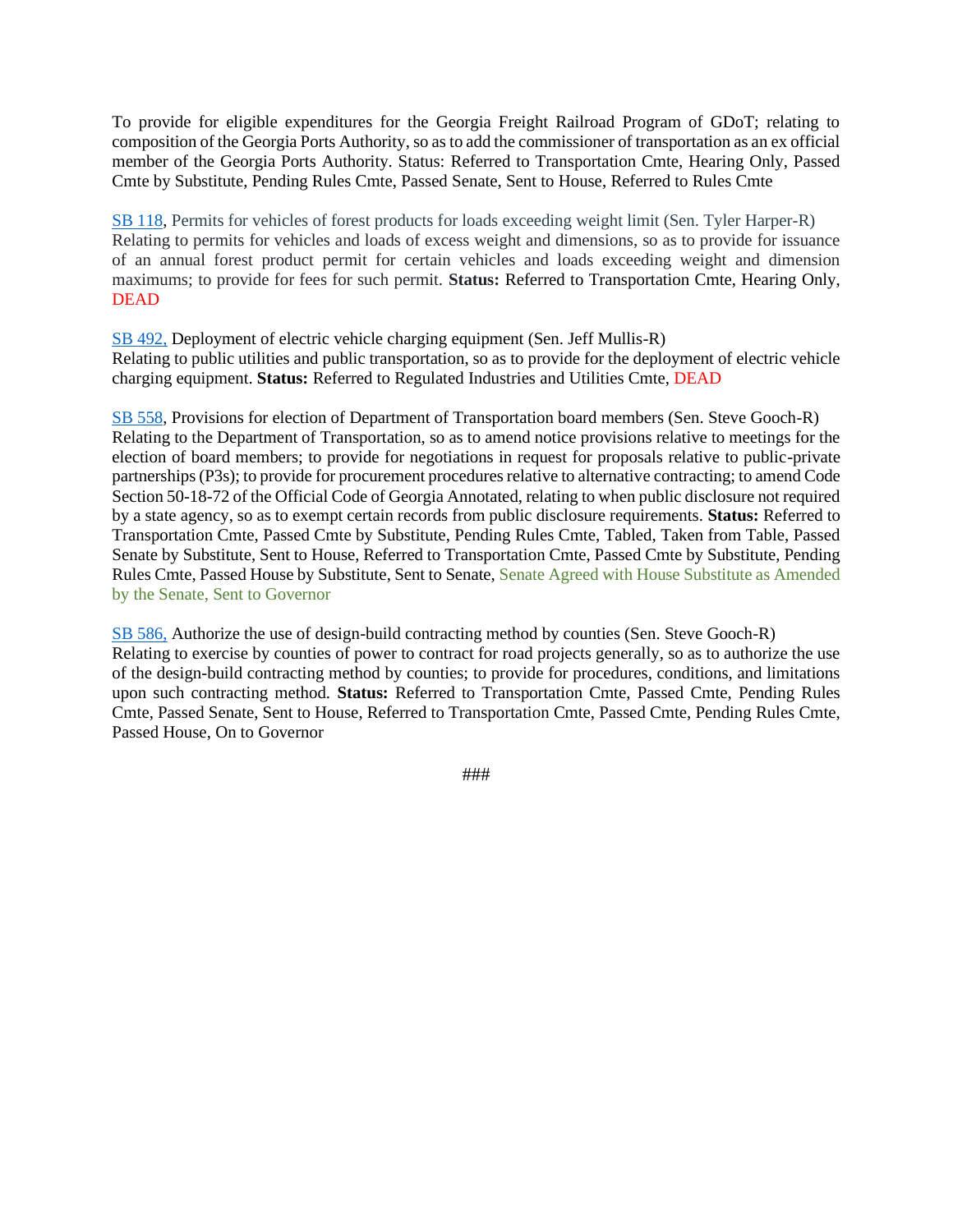To provide for eligible expenditures for the Georgia Freight Railroad Program of GDoT; relating to composition of the Georgia Ports Authority, so as to add the commissioner of transportation as an ex official member of the Georgia Ports Authority. Status: Referred to Transportation Cmte, Hearing Only, Passed Cmte by Substitute, Pending Rules Cmte, Passed Senate, Sent to House, Referred to Rules Cmte

SB 118, Permits for vehicles of forest products for loads exceeding weight limit (Sen. Tyler Harper-R)
Relating to permits for vehicles and loads of excess weight and dimensions, so as to provide for issuance of an annual forest product permit for certain vehicles and loads exceeding weight and dimension maximums; to provide for fees for such permit. **Status:** Referred to Transportation Cmte, Hearing Only, DEAD

SB 492, Deployment of electric vehicle charging equipment (Sen. Jeff Mullis-R)
Relating to public utilities and public transportation, so as to provide for the deployment of electric vehicle charging equipment. **Status:** Referred to Regulated Industries and Utilities Cmte, DEAD

SB 558, Provisions for election of Department of Transportation board members (Sen. Steve Gooch-R)
Relating to the Department of Transportation, so as to amend notice provisions relative to meetings for the election of board members; to provide for negotiations in request for proposals relative to public-private partnerships (P3s); to provide for procurement procedures relative to alternative contracting; to amend Code Section 50-18-72 of the Official Code of Georgia Annotated, relating to when public disclosure not required by a state agency, so as to exempt certain records from public disclosure requirements. **Status:** Referred to Transportation Cmte, Passed Cmte by Substitute, Pending Rules Cmte, Tabled, Taken from Table, Passed Senate by Substitute, Sent to House, Referred to Transportation Cmte, Passed Cmte by Substitute, Pending Rules Cmte, Passed House by Substitute, Sent to Senate, Senate Agreed with House Substitute as Amended by the Senate, Sent to Governor

SB 586, Authorize the use of design-build contracting method by counties (Sen. Steve Gooch-R)
Relating to exercise by counties of power to contract for road projects generally, so as to authorize the use of the design-build contracting method by counties; to provide for procedures, conditions, and limitations upon such contracting method. **Status:** Referred to Transportation Cmte, Passed Cmte, Pending Rules Cmte, Passed Senate, Sent to House, Referred to Transportation Cmte, Passed Cmte, Pending Rules Cmte, Passed House, On to Governor

###